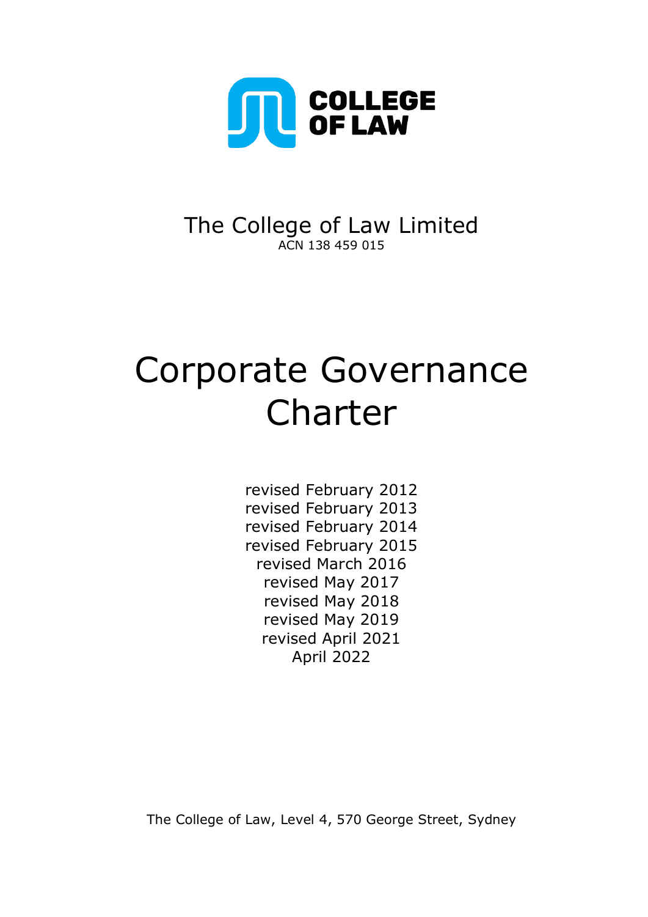COLLEGE OF LAW

The College of Law Limited
ACN 138 459 015

# Corporate Governance Charter

revised February 2012
revised February 2013
revised February 2014
revised February 2015
revised March 2016
revised May 2017
revised May 2018
revised May 2019
revised April 2021
April 2022

The College of Law, Level 4, 570 George Street, Sydney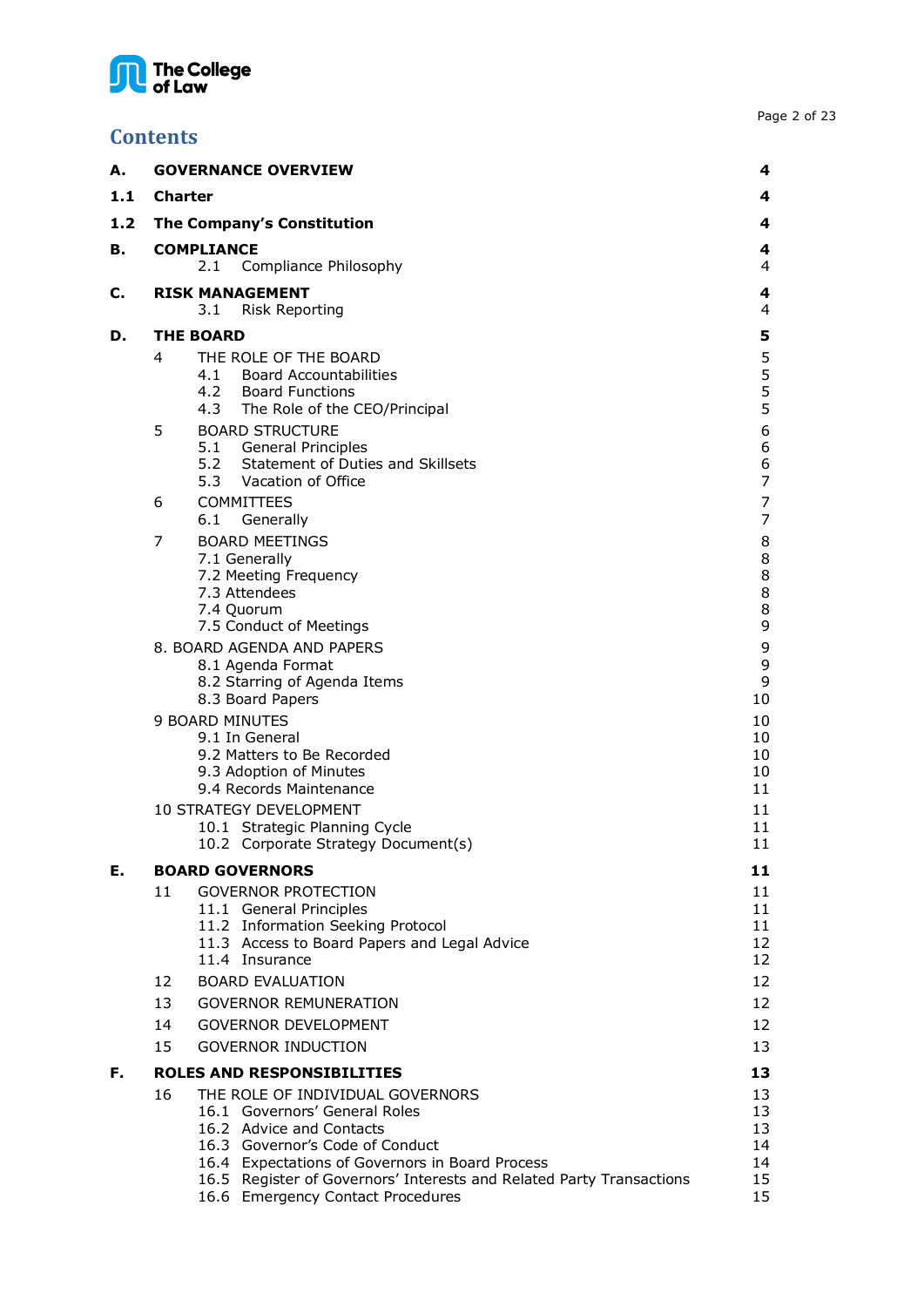# Contents

| | | |
|---|---|---|
| **A.** | **GOVERNANCE OVERVIEW** | **4** |
| **1.1** | **Charter** | **4** |
| **1.2** | **The Company's Constitution** | **4** |
| **B.** | **COMPLIANCE** | **4** |
| | 2.1 Compliance Philosophy | 4 |
| **C.** | **RISK MANAGEMENT** | **4** |
| | 3.1 Risk Reporting | 4 |
| **D.** | **THE BOARD** | **5** |
| | 4 THE ROLE OF THE BOARD | 5 |
| | 4.1 Board Accountabilities | 5 |
| | 4.2 Board Functions | 5 |
| | 4.3 The Role of the CEO/Principal | 5 |
| | 5 BOARD STRUCTURE | 6 |
| | 5.1 General Principles | 6 |
| | 5.2 Statement of Duties and Skillsets | 6 |
| | 5.3 Vacation of Office | 7 |
| | 6 COMMITTEES | 7 |
| | 6.1 Generally | 7 |
| | 7 BOARD MEETINGS | 8 |
| | 7.1 Generally | 8 |
| | 7.2 Meeting Frequency | 8 |
| | 7.3 Attendees | 8 |
| | 7.4 Quorum | 8 |
| | 7.5 Conduct of Meetings | 9 |
| | 8. BOARD AGENDA AND PAPERS | 9 |
| | 8.1 Agenda Format | 9 |
| | 8.2 Starring of Agenda Items | 9 |
| | 8.3 Board Papers | 10 |
| | 9 BOARD MINUTES | 10 |
| | 9.1 In General | 10 |
| | 9.2 Matters to Be Recorded | 10 |
| | 9.3 Adoption of Minutes | 10 |
| | 9.4 Records Maintenance | 11 |
| | 10 STRATEGY DEVELOPMENT | 11 |
| | 10.1 Strategic Planning Cycle | 11 |
| | 10.2 Corporate Strategy Document(s) | 11 |
| **E.** | **BOARD GOVERNORS** | **11** |
| | 11 GOVERNOR PROTECTION | 11 |
| | 11.1 General Principles | 11 |
| | 11.2 Information Seeking Protocol | 11 |
| | 11.3 Access to Board Papers and Legal Advice | 12 |
| | 11.4 Insurance | 12 |
| | 12 BOARD EVALUATION | 12 |
| | 13 GOVERNOR REMUNERATION | 12 |
| | 14 GOVERNOR DEVELOPMENT | 12 |
| | 15 GOVERNOR INDUCTION | 13 |
| **F.** | **ROLES AND RESPONSIBILITIES** | **13** |
| | 16 THE ROLE OF INDIVIDUAL GOVERNORS | 13 |
| | 16.1 Governors' General Roles | 13 |
| | 16.2 Advice and Contacts | 13 |
| | 16.3 Governor's Code of Conduct | 14 |
| | 16.4 Expectations of Governors in Board Process | 14 |
| | 16.5 Register of Governors' Interests and Related Party Transactions | 15 |
| | 16.6 Emergency Contact Procedures | 15 |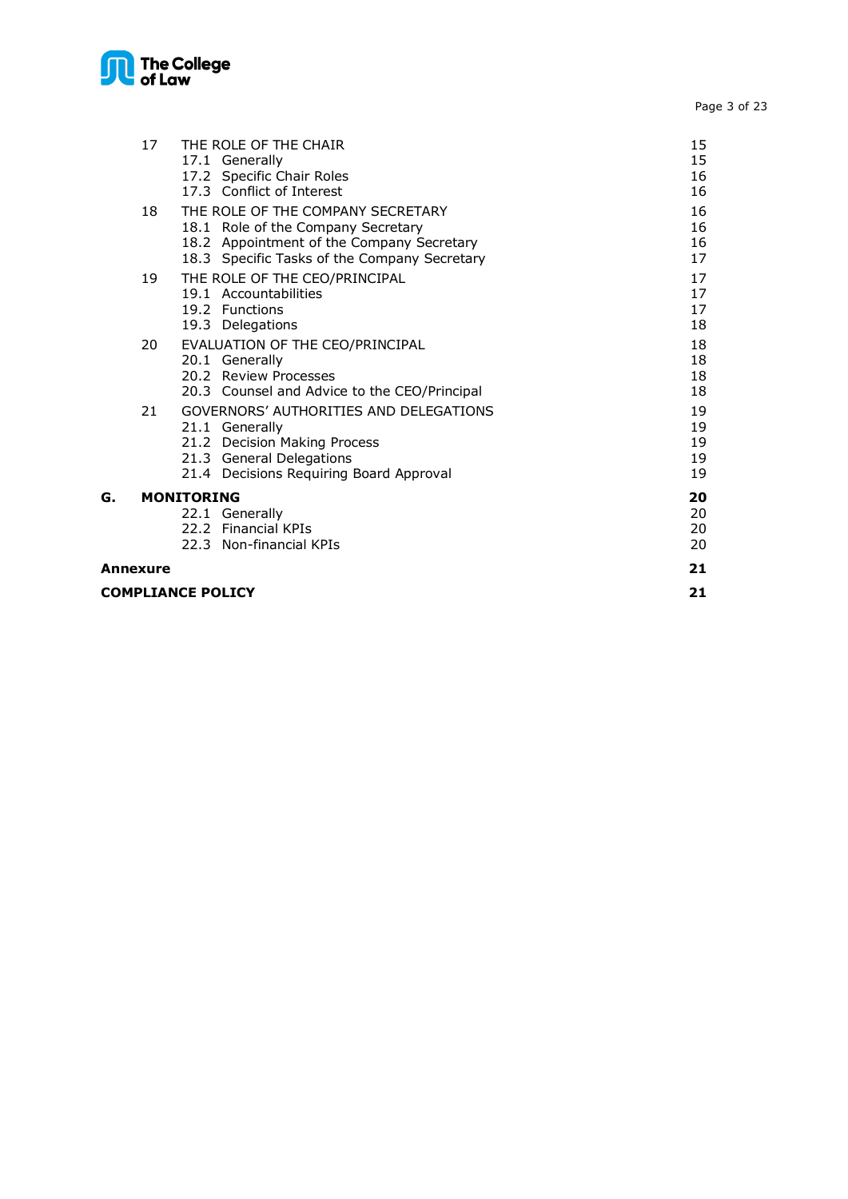| | | |
|---|---|---|
| 17 | THE ROLE OF THE CHAIR | 15 |
| | 17.1 Generally | 15 |
| | 17.2 Specific Chair Roles | 16 |
| | 17.3 Conflict of Interest | 16 |
| 18 | THE ROLE OF THE COMPANY SECRETARY | 16 |
| | 18.1 Role of the Company Secretary | 16 |
| | 18.2 Appointment of the Company Secretary | 16 |
| | 18.3 Specific Tasks of the Company Secretary | 17 |
| 19 | THE ROLE OF THE CEO/PRINCIPAL | 17 |
| | 19.1 Accountabilities | 17 |
| | 19.2 Functions | 17 |
| | 19.3 Delegations | 18 |
| 20 | EVALUATION OF THE CEO/PRINCIPAL | 18 |
| | 20.1 Generally | 18 |
| | 20.2 Review Processes | 18 |
| | 20.3 Counsel and Advice to the CEO/Principal | 18 |
| 21 | GOVERNORS' AUTHORITIES AND DELEGATIONS | 19 |
| | 21.1 Generally | 19 |
| | 21.2 Decision Making Process | 19 |
| | 21.3 General Delegations | 19 |
| | 21.4 Decisions Requiring Board Approval | 19 |
| **G.** | **MONITORING** | **20** |
| | 22.1 Generally | 20 |
| | 22.2 Financial KPIs | 20 |
| | 22.3 Non-financial KPIs | 20 |
| **Annexure** | | **21** |
| **COMPLIANCE POLICY** | | **21** |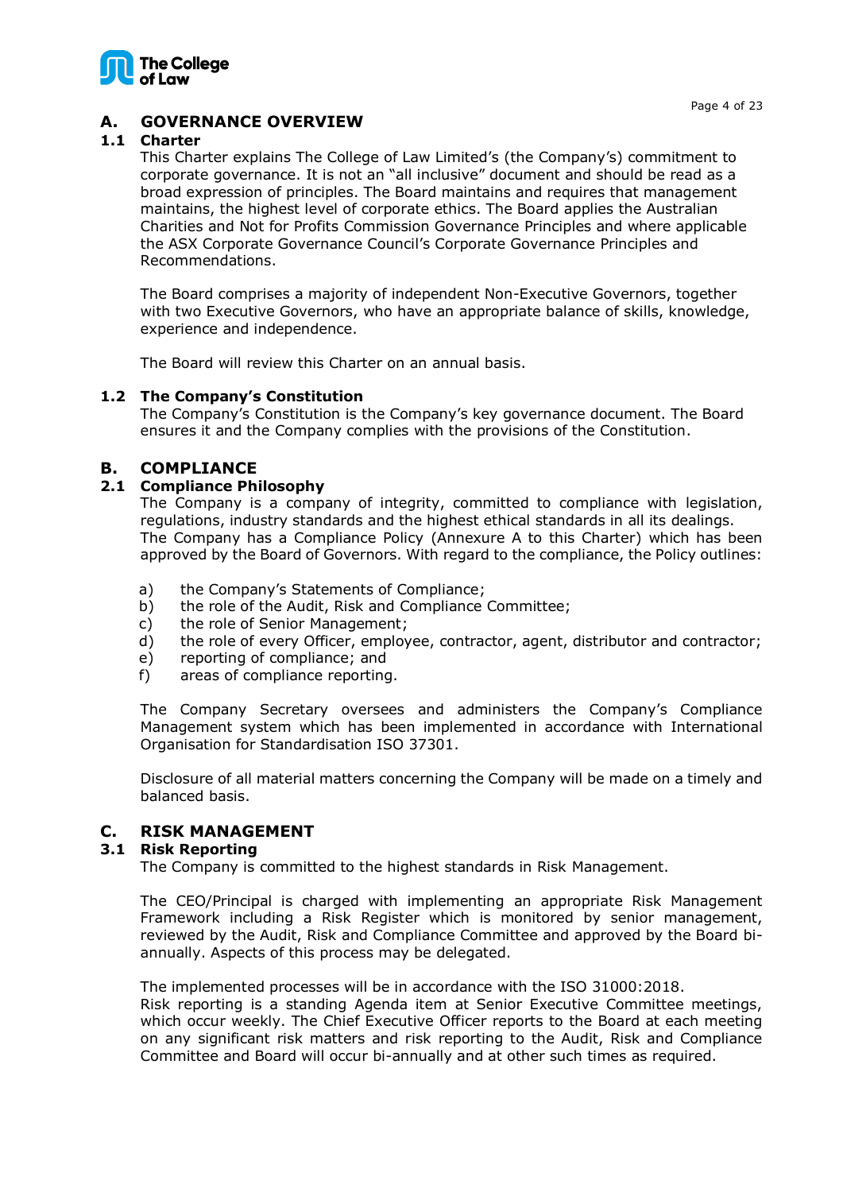## A. GOVERNANCE OVERVIEW

### 1.1 Charter

This Charter explains The College of Law Limited's (the Company's) commitment to corporate governance. It is not an "all inclusive" document and should be read as a broad expression of principles. The Board maintains and requires that management maintains, the highest level of corporate ethics. The Board applies the Australian Charities and Not for Profits Commission Governance Principles and where applicable the ASX Corporate Governance Council's Corporate Governance Principles and Recommendations.

The Board comprises a majority of independent Non-Executive Governors, together with two Executive Governors, who have an appropriate balance of skills, knowledge, experience and independence.

The Board will review this Charter on an annual basis.

### 1.2 The Company's Constitution

The Company's Constitution is the Company's key governance document. The Board ensures it and the Company complies with the provisions of the Constitution.

## B. COMPLIANCE

### 2.1 Compliance Philosophy

The Company is a company of integrity, committed to compliance with legislation, regulations, industry standards and the highest ethical standards in all its dealings. The Company has a Compliance Policy (Annexure A to this Charter) which has been approved by the Board of Governors. With regard to the compliance, the Policy outlines:

a) the Company's Statements of Compliance;
b) the role of the Audit, Risk and Compliance Committee;
c) the role of Senior Management;
d) the role of every Officer, employee, contractor, agent, distributor and contractor;
e) reporting of compliance; and
f) areas of compliance reporting.

The Company Secretary oversees and administers the Company's Compliance Management system which has been implemented in accordance with International Organisation for Standardisation ISO 37301.

Disclosure of all material matters concerning the Company will be made on a timely and balanced basis.

## C. RISK MANAGEMENT

### 3.1 Risk Reporting

The Company is committed to the highest standards in Risk Management.

The CEO/Principal is charged with implementing an appropriate Risk Management Framework including a Risk Register which is monitored by senior management, reviewed by the Audit, Risk and Compliance Committee and approved by the Board bi-annually. Aspects of this process may be delegated.

The implemented processes will be in accordance with the ISO 31000:2018.
Risk reporting is a standing Agenda item at Senior Executive Committee meetings, which occur weekly. The Chief Executive Officer reports to the Board at each meeting on any significant risk matters and risk reporting to the Audit, Risk and Compliance Committee and Board will occur bi-annually and at other such times as required.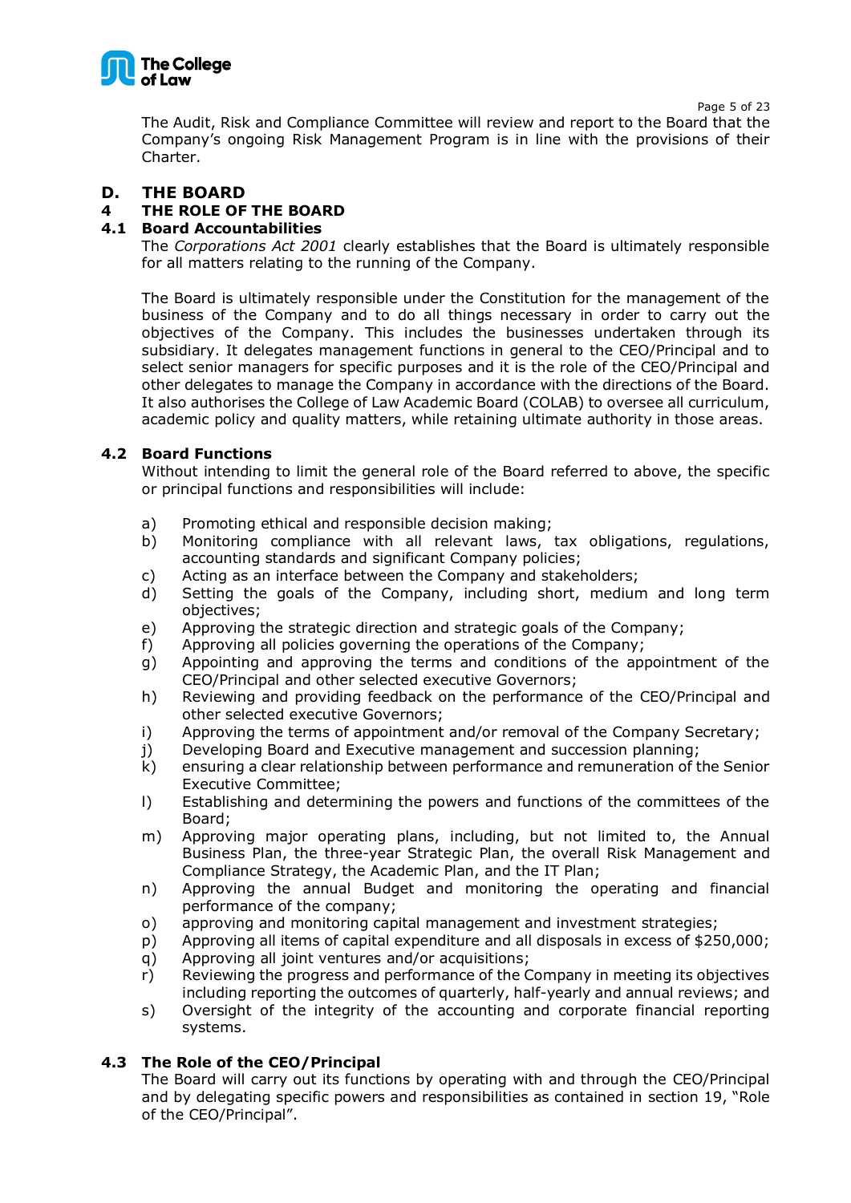The Audit, Risk and Compliance Committee will review and report to the Board that the Company's ongoing Risk Management Program is in line with the provisions of their Charter.

# D. THE BOARD

## 4 THE ROLE OF THE BOARD

### 4.1 Board Accountabilities

The *Corporations Act 2001* clearly establishes that the Board is ultimately responsible for all matters relating to the running of the Company.

The Board is ultimately responsible under the Constitution for the management of the business of the Company and to do all things necessary in order to carry out the objectives of the Company. This includes the businesses undertaken through its subsidiary. It delegates management functions in general to the CEO/Principal and to select senior managers for specific purposes and it is the role of the CEO/Principal and other delegates to manage the Company in accordance with the directions of the Board. It also authorises the College of Law Academic Board (COLAB) to oversee all curriculum, academic policy and quality matters, while retaining ultimate authority in those areas.

### 4.2 Board Functions

Without intending to limit the general role of the Board referred to above, the specific or principal functions and responsibilities will include:

a) Promoting ethical and responsible decision making;
b) Monitoring compliance with all relevant laws, tax obligations, regulations, accounting standards and significant Company policies;
c) Acting as an interface between the Company and stakeholders;
d) Setting the goals of the Company, including short, medium and long term objectives;
e) Approving the strategic direction and strategic goals of the Company;
f) Approving all policies governing the operations of the Company;
g) Appointing and approving the terms and conditions of the appointment of the CEO/Principal and other selected executive Governors;
h) Reviewing and providing feedback on the performance of the CEO/Principal and other selected executive Governors;
i) Approving the terms of appointment and/or removal of the Company Secretary;
j) Developing Board and Executive management and succession planning;
k) ensuring a clear relationship between performance and remuneration of the Senior Executive Committee;
l) Establishing and determining the powers and functions of the committees of the Board;
m) Approving major operating plans, including, but not limited to, the Annual Business Plan, the three-year Strategic Plan, the overall Risk Management and Compliance Strategy, the Academic Plan, and the IT Plan;
n) Approving the annual Budget and monitoring the operating and financial performance of the company;
o) approving and monitoring capital management and investment strategies;
p) Approving all items of capital expenditure and all disposals in excess of $250,000;
q) Approving all joint ventures and/or acquisitions;
r) Reviewing the progress and performance of the Company in meeting its objectives including reporting the outcomes of quarterly, half-yearly and annual reviews; and
s) Oversight of the integrity of the accounting and corporate financial reporting systems.

### 4.3 The Role of the CEO/Principal

The Board will carry out its functions by operating with and through the CEO/Principal and by delegating specific powers and responsibilities as contained in section 19, "Role of the CEO/Principal".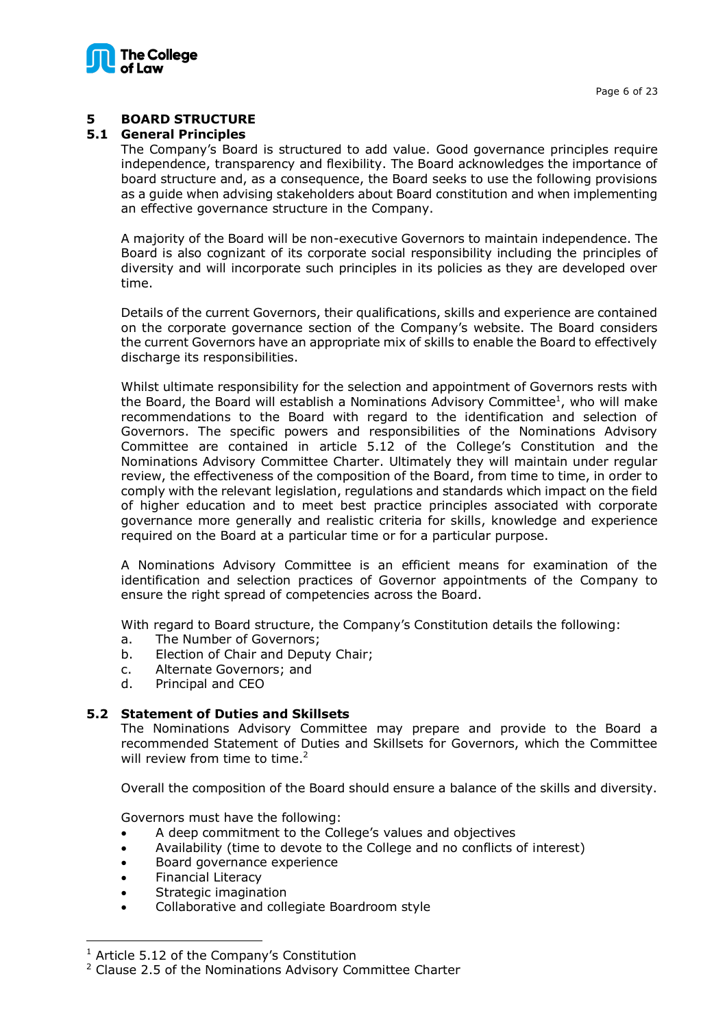## 5 BOARD STRUCTURE

### 5.1 General Principles

The Company's Board is structured to add value. Good governance principles require independence, transparency and flexibility. The Board acknowledges the importance of board structure and, as a consequence, the Board seeks to use the following provisions as a guide when advising stakeholders about Board constitution and when implementing an effective governance structure in the Company.

A majority of the Board will be non-executive Governors to maintain independence. The Board is also cognizant of its corporate social responsibility including the principles of diversity and will incorporate such principles in its policies as they are developed over time.

Details of the current Governors, their qualifications, skills and experience are contained on the corporate governance section of the Company's website. The Board considers the current Governors have an appropriate mix of skills to enable the Board to effectively discharge its responsibilities.

Whilst ultimate responsibility for the selection and appointment of Governors rests with the Board, the Board will establish a Nominations Advisory Committee[1], who will make recommendations to the Board with regard to the identification and selection of Governors. The specific powers and responsibilities of the Nominations Advisory Committee are contained in article 5.12 of the College's Constitution and the Nominations Advisory Committee Charter. Ultimately they will maintain under regular review, the effectiveness of the composition of the Board, from time to time, in order to comply with the relevant legislation, regulations and standards which impact on the field of higher education and to meet best practice principles associated with corporate governance more generally and realistic criteria for skills, knowledge and experience required on the Board at a particular time or for a particular purpose.

A Nominations Advisory Committee is an efficient means for examination of the identification and selection practices of Governor appointments of the Company to ensure the right spread of competencies across the Board.

With regard to Board structure, the Company's Constitution details the following:

a. The Number of Governors;
b. Election of Chair and Deputy Chair;
c. Alternate Governors; and
d. Principal and CEO

### 5.2 Statement of Duties and Skillsets

The Nominations Advisory Committee may prepare and provide to the Board a recommended Statement of Duties and Skillsets for Governors, which the Committee will review from time to time.[2]

Overall the composition of the Board should ensure a balance of the skills and diversity.

Governors must have the following:

- A deep commitment to the College's values and objectives
- Availability (time to devote to the College and no conflicts of interest)
- Board governance experience
- Financial Literacy
- Strategic imagination
- Collaborative and collegiate Boardroom style

---

[1] Article 5.12 of the Company's Constitution

[2] Clause 2.5 of the Nominations Advisory Committee Charter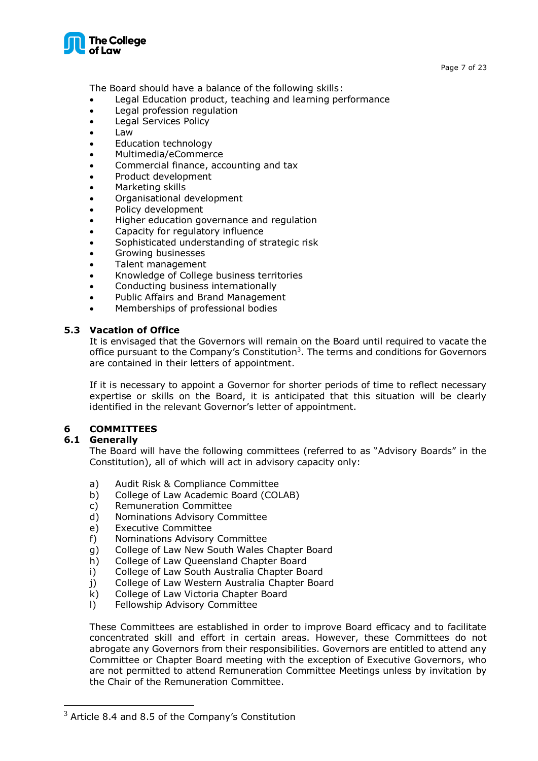The Board should have a balance of the following skills:

- Legal Education product, teaching and learning performance
- Legal profession regulation
- Legal Services Policy
- Law
- Education technology
- Multimedia/eCommerce
- Commercial finance, accounting and tax
- Product development
- Marketing skills
- Organisational development
- Policy development
- Higher education governance and regulation
- Capacity for regulatory influence
- Sophisticated understanding of strategic risk
- Growing businesses
- Talent management
- Knowledge of College business territories
- Conducting business internationally
- Public Affairs and Brand Management
- Memberships of professional bodies

### 5.3 Vacation of Office

It is envisaged that the Governors will remain on the Board until required to vacate the office pursuant to the Company's Constitution[3]. The terms and conditions for Governors are contained in their letters of appointment.

If it is necessary to appoint a Governor for shorter periods of time to reflect necessary expertise or skills on the Board, it is anticipated that this situation will be clearly identified in the relevant Governor's letter of appointment.

## 6 COMMITTEES

### 6.1 Generally

The Board will have the following committees (referred to as "Advisory Boards" in the Constitution), all of which will act in advisory capacity only:

a) Audit Risk & Compliance Committee
b) College of Law Academic Board (COLAB)
c) Remuneration Committee
d) Nominations Advisory Committee
e) Executive Committee
f) Nominations Advisory Committee
g) College of Law New South Wales Chapter Board
h) College of Law Queensland Chapter Board
i) College of Law South Australia Chapter Board
j) College of Law Western Australia Chapter Board
k) College of Law Victoria Chapter Board
l) Fellowship Advisory Committee

These Committees are established in order to improve Board efficacy and to facilitate concentrated skill and effort in certain areas. However, these Committees do not abrogate any Governors from their responsibilities. Governors are entitled to attend any Committee or Chapter Board meeting with the exception of Executive Governors, who are not permitted to attend Remuneration Committee Meetings unless by invitation by the Chair of the Remuneration Committee.

---

[3] Article 8.4 and 8.5 of the Company's Constitution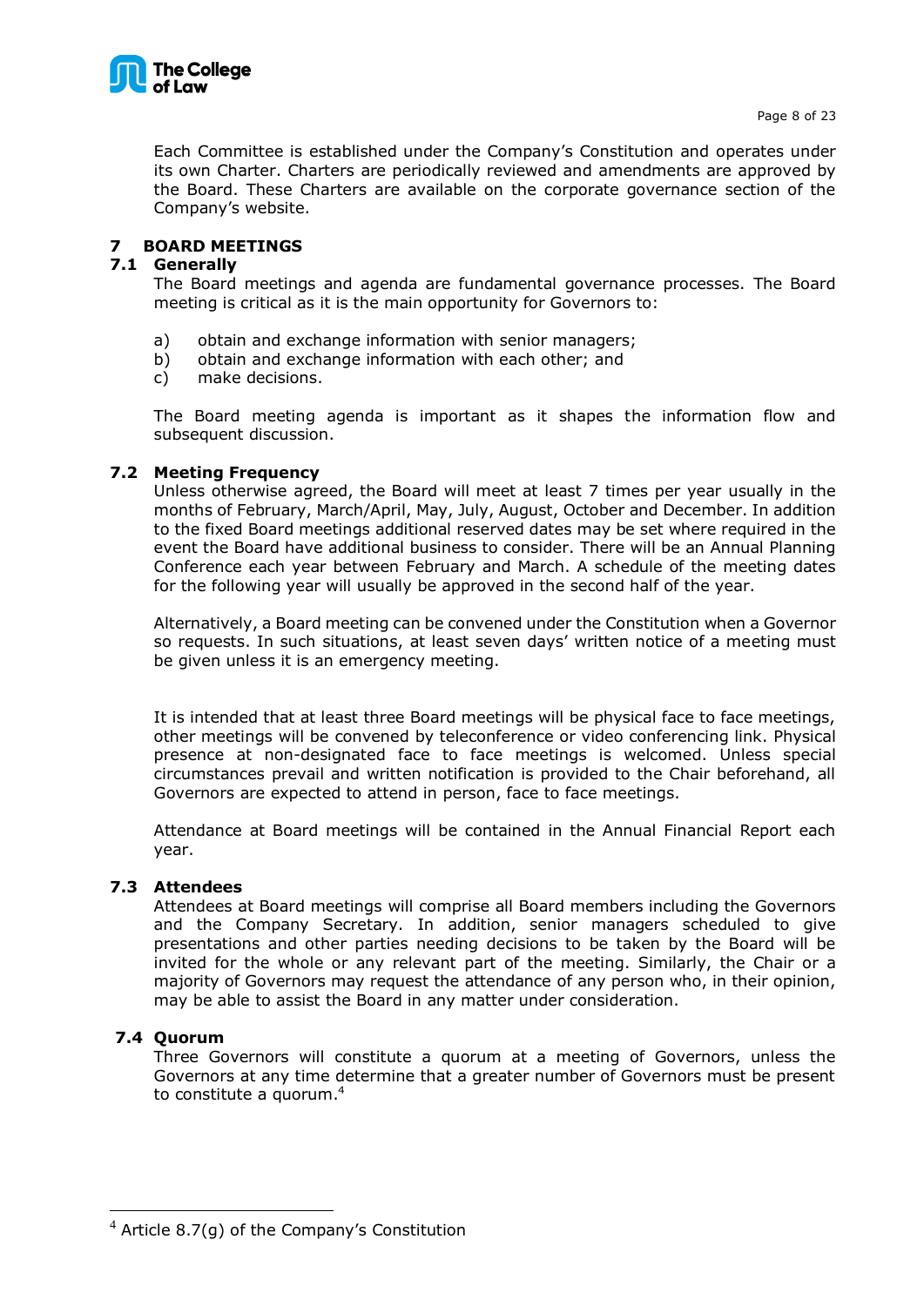Each Committee is established under the Company's Constitution and operates under its own Charter. Charters are periodically reviewed and amendments are approved by the Board. These Charters are available on the corporate governance section of the Company's website.

## 7 BOARD MEETINGS

### 7.1 Generally

The Board meetings and agenda are fundamental governance processes. The Board meeting is critical as it is the main opportunity for Governors to:

a) obtain and exchange information with senior managers;
b) obtain and exchange information with each other; and
c) make decisions.

The Board meeting agenda is important as it shapes the information flow and subsequent discussion.

### 7.2 Meeting Frequency

Unless otherwise agreed, the Board will meet at least 7 times per year usually in the months of February, March/April, May, July, August, October and December. In addition to the fixed Board meetings additional reserved dates may be set where required in the event the Board have additional business to consider. There will be an Annual Planning Conference each year between February and March. A schedule of the meeting dates for the following year will usually be approved in the second half of the year.

Alternatively, a Board meeting can be convened under the Constitution when a Governor so requests. In such situations, at least seven days' written notice of a meeting must be given unless it is an emergency meeting.

It is intended that at least three Board meetings will be physical face to face meetings, other meetings will be convened by teleconference or video conferencing link. Physical presence at non-designated face to face meetings is welcomed. Unless special circumstances prevail and written notification is provided to the Chair beforehand, all Governors are expected to attend in person, face to face meetings.

Attendance at Board meetings will be contained in the Annual Financial Report each year.

### 7.3 Attendees

Attendees at Board meetings will comprise all Board members including the Governors and the Company Secretary. In addition, senior managers scheduled to give presentations and other parties needing decisions to be taken by the Board will be invited for the whole or any relevant part of the meeting. Similarly, the Chair or a majority of Governors may request the attendance of any person who, in their opinion, may be able to assist the Board in any matter under consideration.

### 7.4 Quorum

Three Governors will constitute a quorum at a meeting of Governors, unless the Governors at any time determine that a greater number of Governors must be present to constitute a quorum.[4]

---

[4] Article 8.7(g) of the Company's Constitution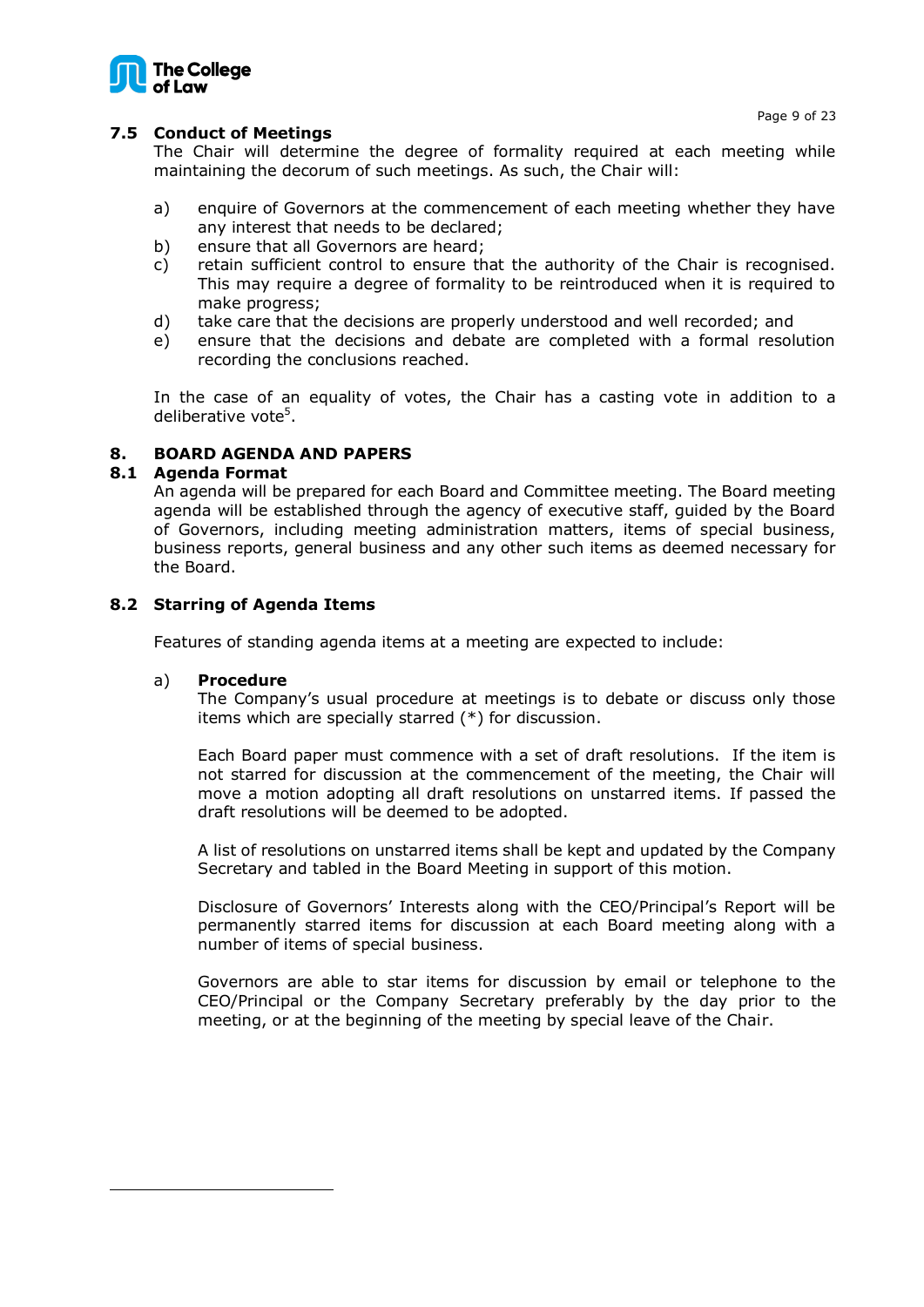### 7.5 Conduct of Meetings

The Chair will determine the degree of formality required at each meeting while maintaining the decorum of such meetings. As such, the Chair will:

a) enquire of Governors at the commencement of each meeting whether they have any interest that needs to be declared;
b) ensure that all Governors are heard;
c) retain sufficient control to ensure that the authority of the Chair is recognised. This may require a degree of formality to be reintroduced when it is required to make progress;
d) take care that the decisions are properly understood and well recorded; and
e) ensure that the decisions and debate are completed with a formal resolution recording the conclusions reached.

In the case of an equality of votes, the Chair has a casting vote in addition to a deliberative vote[5].

## 8. BOARD AGENDA AND PAPERS

### 8.1 Agenda Format

An agenda will be prepared for each Board and Committee meeting. The Board meeting agenda will be established through the agency of executive staff, guided by the Board of Governors, including meeting administration matters, items of special business, business reports, general business and any other such items as deemed necessary for the Board.

### 8.2 Starring of Agenda Items

Features of standing agenda items at a meeting are expected to include:

a) **Procedure**

The Company's usual procedure at meetings is to debate or discuss only those items which are specially starred (*) for discussion.

Each Board paper must commence with a set of draft resolutions. If the item is not starred for discussion at the commencement of the meeting, the Chair will move a motion adopting all draft resolutions on unstarred items. If passed the draft resolutions will be deemed to be adopted.

A list of resolutions on unstarred items shall be kept and updated by the Company Secretary and tabled in the Board Meeting in support of this motion.

Disclosure of Governors' Interests along with the CEO/Principal's Report will be permanently starred items for discussion at each Board meeting along with a number of items of special business.

Governors are able to star items for discussion by email or telephone to the CEO/Principal or the Company Secretary preferably by the day prior to the meeting, or at the beginning of the meeting by special leave of the Chair.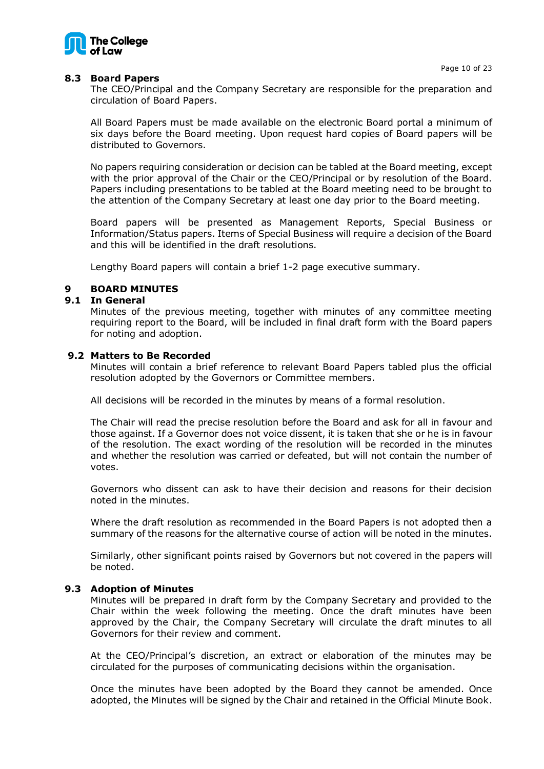### 8.3 Board Papers

The CEO/Principal and the Company Secretary are responsible for the preparation and circulation of Board Papers.

All Board Papers must be made available on the electronic Board portal a minimum of six days before the Board meeting. Upon request hard copies of Board papers will be distributed to Governors.

No papers requiring consideration or decision can be tabled at the Board meeting, except with the prior approval of the Chair or the CEO/Principal or by resolution of the Board. Papers including presentations to be tabled at the Board meeting need to be brought to the attention of the Company Secretary at least one day prior to the Board meeting.

Board papers will be presented as Management Reports, Special Business or Information/Status papers. Items of Special Business will require a decision of the Board and this will be identified in the draft resolutions.

Lengthy Board papers will contain a brief 1-2 page executive summary.

## 9 BOARD MINUTES

### 9.1 In General

Minutes of the previous meeting, together with minutes of any committee meeting requiring report to the Board, will be included in final draft form with the Board papers for noting and adoption.

### 9.2 Matters to Be Recorded

Minutes will contain a brief reference to relevant Board Papers tabled plus the official resolution adopted by the Governors or Committee members.

All decisions will be recorded in the minutes by means of a formal resolution.

The Chair will read the precise resolution before the Board and ask for all in favour and those against. If a Governor does not voice dissent, it is taken that she or he is in favour of the resolution. The exact wording of the resolution will be recorded in the minutes and whether the resolution was carried or defeated, but will not contain the number of votes.

Governors who dissent can ask to have their decision and reasons for their decision noted in the minutes.

Where the draft resolution as recommended in the Board Papers is not adopted then a summary of the reasons for the alternative course of action will be noted in the minutes.

Similarly, other significant points raised by Governors but not covered in the papers will be noted.

### 9.3 Adoption of Minutes

Minutes will be prepared in draft form by the Company Secretary and provided to the Chair within the week following the meeting. Once the draft minutes have been approved by the Chair, the Company Secretary will circulate the draft minutes to all Governors for their review and comment.

At the CEO/Principal's discretion, an extract or elaboration of the minutes may be circulated for the purposes of communicating decisions within the organisation.

Once the minutes have been adopted by the Board they cannot be amended. Once adopted, the Minutes will be signed by the Chair and retained in the Official Minute Book.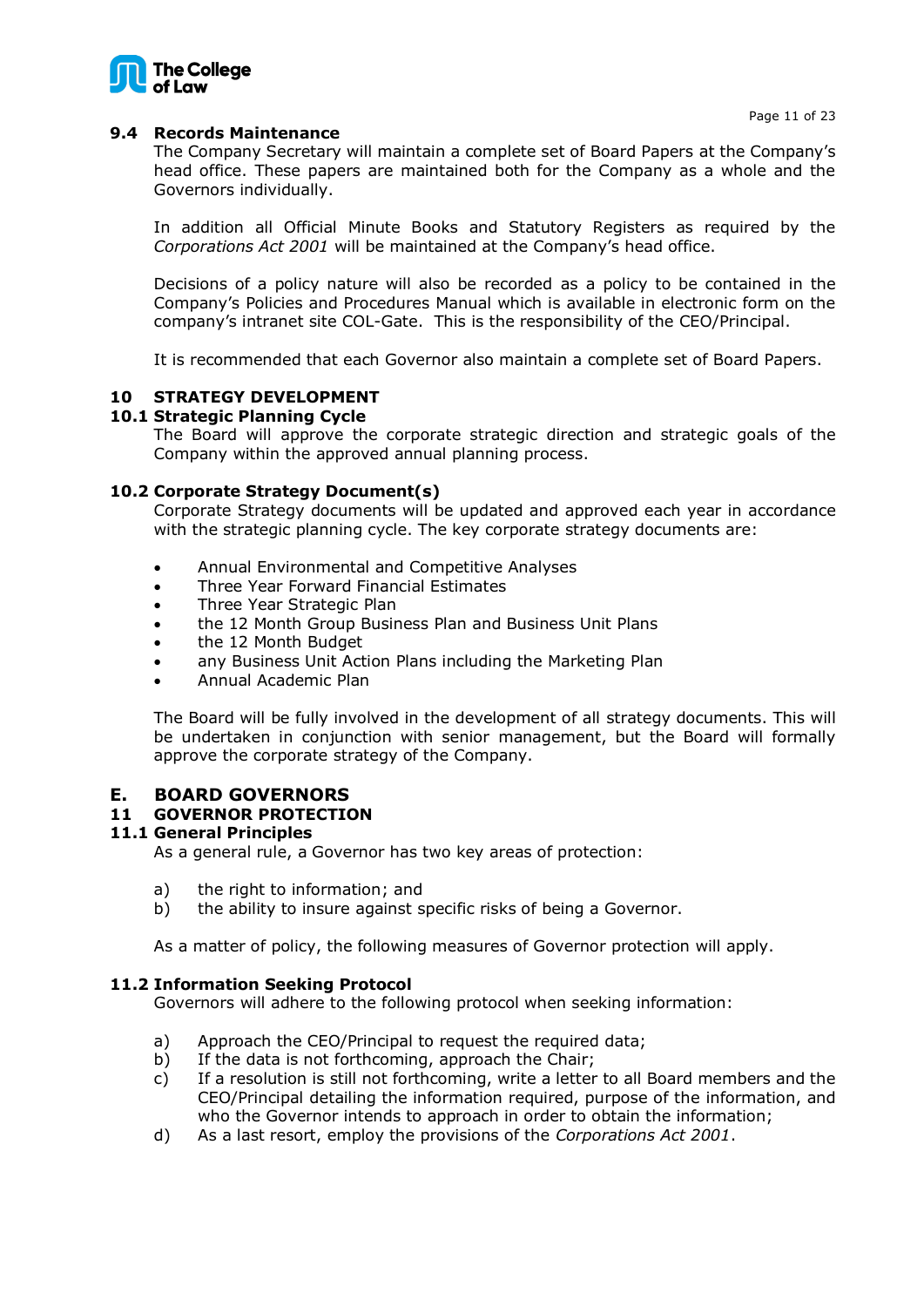### 9.4 Records Maintenance

The Company Secretary will maintain a complete set of Board Papers at the Company's head office. These papers are maintained both for the Company as a whole and the Governors individually.

In addition all Official Minute Books and Statutory Registers as required by the *Corporations Act 2001* will be maintained at the Company's head office.

Decisions of a policy nature will also be recorded as a policy to be contained in the Company's Policies and Procedures Manual which is available in electronic form on the company's intranet site COL-Gate. This is the responsibility of the CEO/Principal.

It is recommended that each Governor also maintain a complete set of Board Papers.

## 10 STRATEGY DEVELOPMENT

### 10.1 Strategic Planning Cycle

The Board will approve the corporate strategic direction and strategic goals of the Company within the approved annual planning process.

### 10.2 Corporate Strategy Document(s)

Corporate Strategy documents will be updated and approved each year in accordance with the strategic planning cycle. The key corporate strategy documents are:

- Annual Environmental and Competitive Analyses
- Three Year Forward Financial Estimates
- Three Year Strategic Plan
- the 12 Month Group Business Plan and Business Unit Plans
- the 12 Month Budget
- any Business Unit Action Plans including the Marketing Plan
- Annual Academic Plan

The Board will be fully involved in the development of all strategy documents. This will be undertaken in conjunction with senior management, but the Board will formally approve the corporate strategy of the Company.

# E. BOARD GOVERNORS

## 11 GOVERNOR PROTECTION

### 11.1 General Principles

As a general rule, a Governor has two key areas of protection:

a) the right to information; and
b) the ability to insure against specific risks of being a Governor.

As a matter of policy, the following measures of Governor protection will apply.

### 11.2 Information Seeking Protocol

Governors will adhere to the following protocol when seeking information:

a) Approach the CEO/Principal to request the required data;
b) If the data is not forthcoming, approach the Chair;
c) If a resolution is still not forthcoming, write a letter to all Board members and the CEO/Principal detailing the information required, purpose of the information, and who the Governor intends to approach in order to obtain the information;
d) As a last resort, employ the provisions of the *Corporations Act 2001*.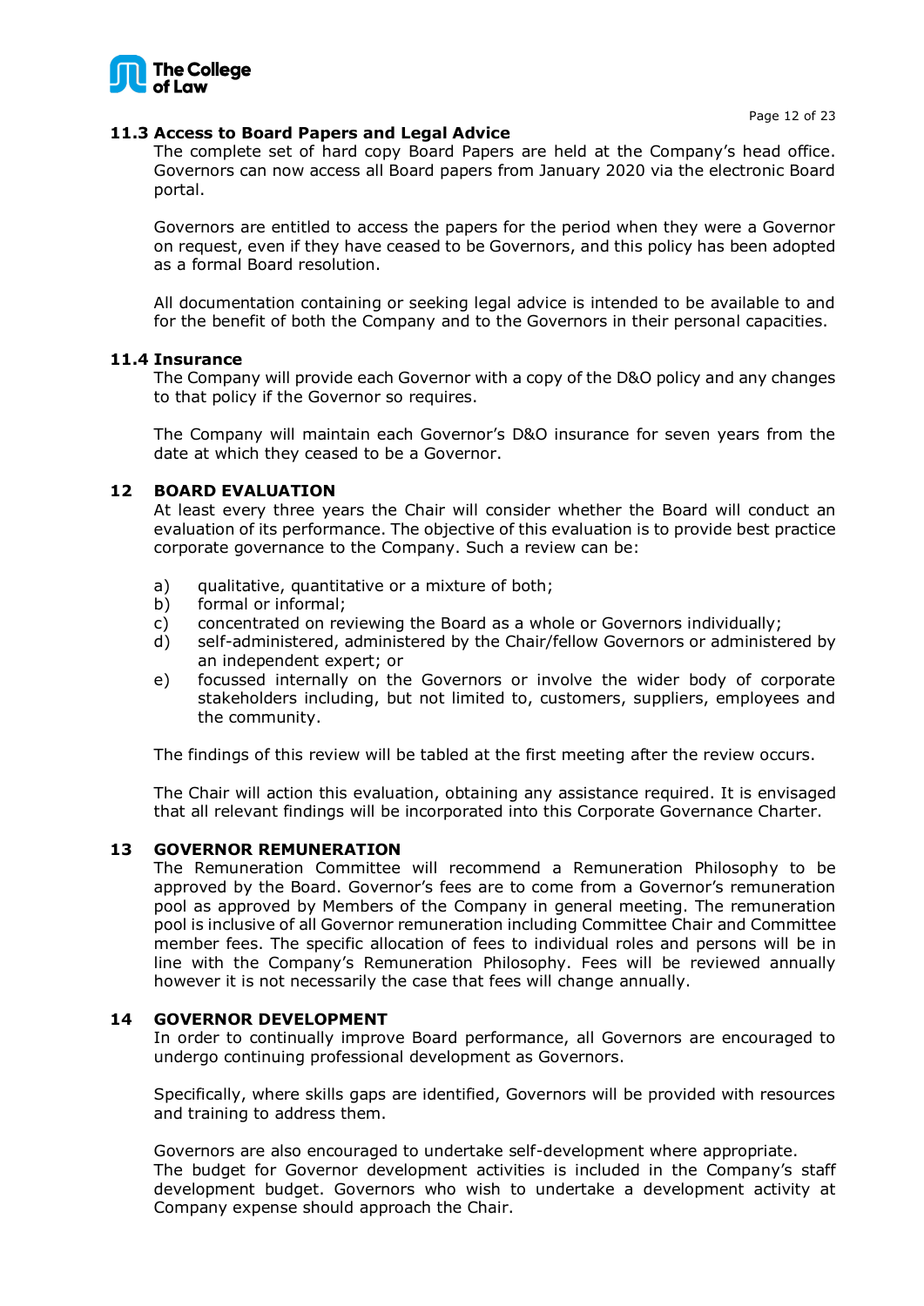### 11.3 Access to Board Papers and Legal Advice

The complete set of hard copy Board Papers are held at the Company's head office. Governors can now access all Board papers from January 2020 via the electronic Board portal.

Governors are entitled to access the papers for the period when they were a Governor on request, even if they have ceased to be Governors, and this policy has been adopted as a formal Board resolution.

All documentation containing or seeking legal advice is intended to be available to and for the benefit of both the Company and to the Governors in their personal capacities.

### 11.4 Insurance

The Company will provide each Governor with a copy of the D&O policy and any changes to that policy if the Governor so requires.

The Company will maintain each Governor's D&O insurance for seven years from the date at which they ceased to be a Governor.

## 12 BOARD EVALUATION

At least every three years the Chair will consider whether the Board will conduct an evaluation of its performance. The objective of this evaluation is to provide best practice corporate governance to the Company. Such a review can be:

a) qualitative, quantitative or a mixture of both;
b) formal or informal;
c) concentrated on reviewing the Board as a whole or Governors individually;
d) self-administered, administered by the Chair/fellow Governors or administered by an independent expert; or
e) focussed internally on the Governors or involve the wider body of corporate stakeholders including, but not limited to, customers, suppliers, employees and the community.

The findings of this review will be tabled at the first meeting after the review occurs.

The Chair will action this evaluation, obtaining any assistance required. It is envisaged that all relevant findings will be incorporated into this Corporate Governance Charter.

## 13 GOVERNOR REMUNERATION

The Remuneration Committee will recommend a Remuneration Philosophy to be approved by the Board. Governor's fees are to come from a Governor's remuneration pool as approved by Members of the Company in general meeting. The remuneration pool is inclusive of all Governor remuneration including Committee Chair and Committee member fees. The specific allocation of fees to individual roles and persons will be in line with the Company's Remuneration Philosophy. Fees will be reviewed annually however it is not necessarily the case that fees will change annually.

## 14 GOVERNOR DEVELOPMENT

In order to continually improve Board performance, all Governors are encouraged to undergo continuing professional development as Governors.

Specifically, where skills gaps are identified, Governors will be provided with resources and training to address them.

Governors are also encouraged to undertake self-development where appropriate.
The budget for Governor development activities is included in the Company's staff development budget. Governors who wish to undertake a development activity at Company expense should approach the Chair.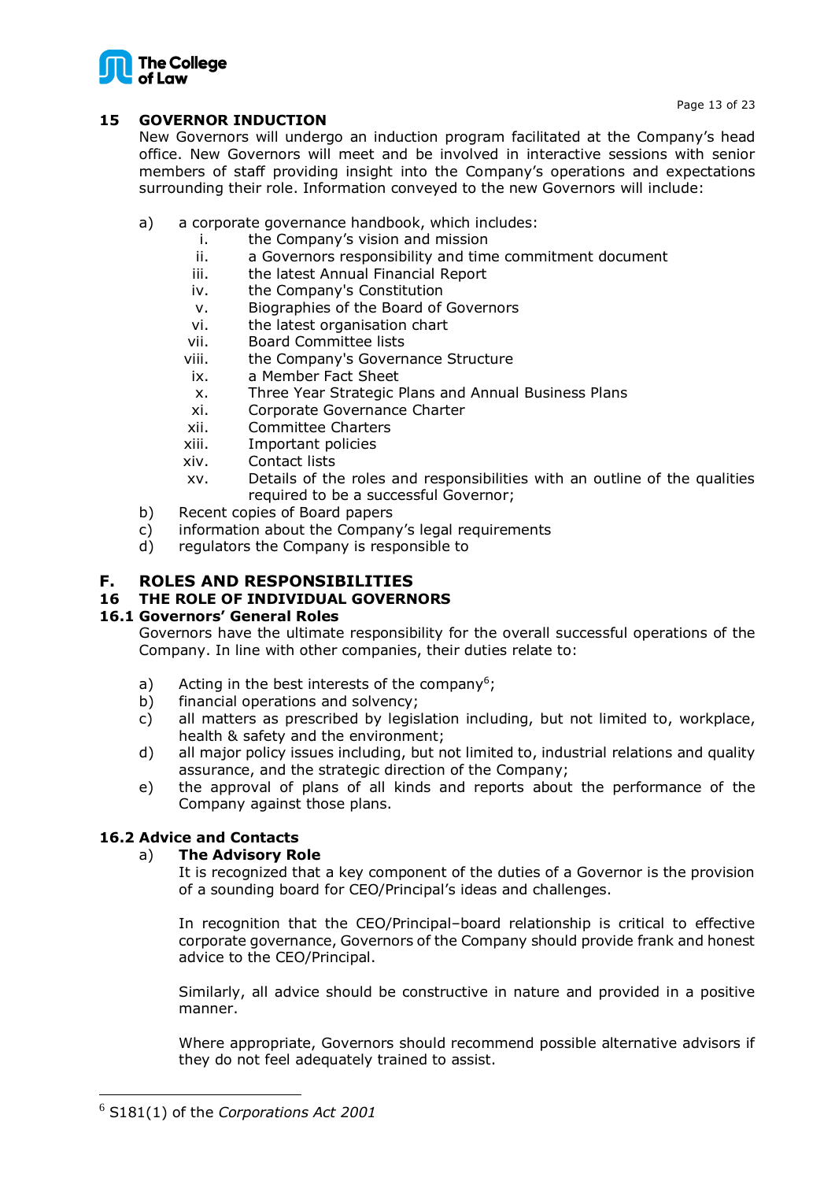## 15 GOVERNOR INDUCTION

New Governors will undergo an induction program facilitated at the Company's head office. New Governors will meet and be involved in interactive sessions with senior members of staff providing insight into the Company's operations and expectations surrounding their role. Information conveyed to the new Governors will include:

a) a corporate governance handbook, which includes:
   i. the Company's vision and mission
   ii. a Governors responsibility and time commitment document
   iii. the latest Annual Financial Report
   iv. the Company's Constitution
   v. Biographies of the Board of Governors
   vi. the latest organisation chart
   vii. Board Committee lists
   viii. the Company's Governance Structure
   ix. a Member Fact Sheet
   x. Three Year Strategic Plans and Annual Business Plans
   xi. Corporate Governance Charter
   xii. Committee Charters
   xiii. Important policies
   xiv. Contact lists
   xv. Details of the roles and responsibilities with an outline of the qualities required to be a successful Governor;

b) Recent copies of Board papers
c) information about the Company's legal requirements
d) regulators the Company is responsible to

# F. ROLES AND RESPONSIBILITIES

## 16 THE ROLE OF INDIVIDUAL GOVERNORS

### 16.1 Governors' General Roles

Governors have the ultimate responsibility for the overall successful operations of the Company. In line with other companies, their duties relate to:

a) Acting in the best interests of the company[6];
b) financial operations and solvency;
c) all matters as prescribed by legislation including, but not limited to, workplace, health & safety and the environment;
d) all major policy issues including, but not limited to, industrial relations and quality assurance, and the strategic direction of the Company;
e) the approval of plans of all kinds and reports about the performance of the Company against those plans.

### 16.2 Advice and Contacts

a) **The Advisory Role**

It is recognized that a key component of the duties of a Governor is the provision of a sounding board for CEO/Principal's ideas and challenges.

In recognition that the CEO/Principal–board relationship is critical to effective corporate governance, Governors of the Company should provide frank and honest advice to the CEO/Principal.

Similarly, all advice should be constructive in nature and provided in a positive manner.

Where appropriate, Governors should recommend possible alternative advisors if they do not feel adequately trained to assist.

---

[6] S181(1) of the *Corporations Act 2001*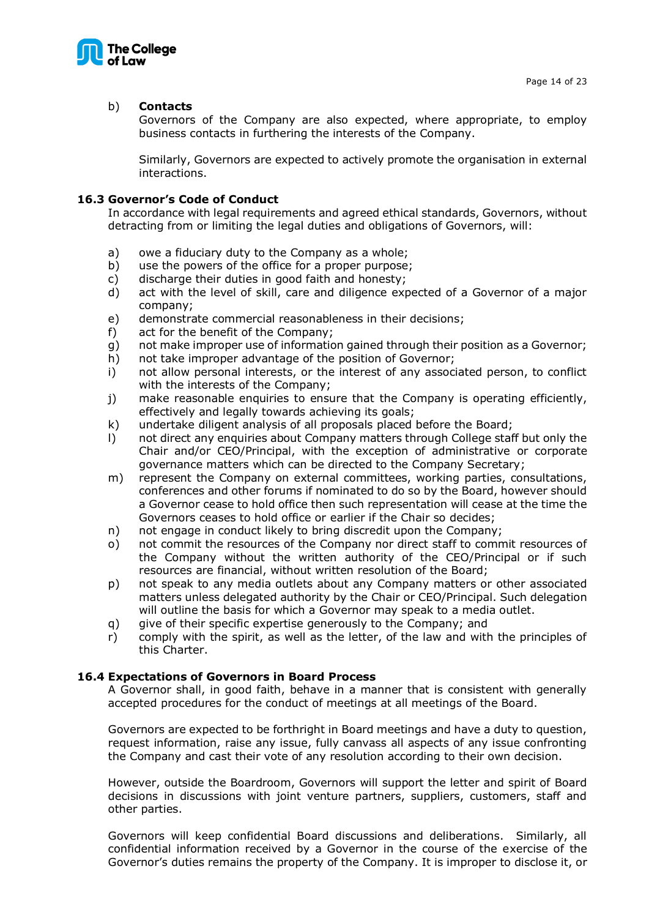b) **Contacts**

Governors of the Company are also expected, where appropriate, to employ business contacts in furthering the interests of the Company.

Similarly, Governors are expected to actively promote the organisation in external interactions.

### 16.3 Governor's Code of Conduct

In accordance with legal requirements and agreed ethical standards, Governors, without detracting from or limiting the legal duties and obligations of Governors, will:

a) owe a fiduciary duty to the Company as a whole;
b) use the powers of the office for a proper purpose;
c) discharge their duties in good faith and honesty;
d) act with the level of skill, care and diligence expected of a Governor of a major company;
e) demonstrate commercial reasonableness in their decisions;
f) act for the benefit of the Company;
g) not make improper use of information gained through their position as a Governor;
h) not take improper advantage of the position of Governor;
i) not allow personal interests, or the interest of any associated person, to conflict with the interests of the Company;
j) make reasonable enquiries to ensure that the Company is operating efficiently, effectively and legally towards achieving its goals;
k) undertake diligent analysis of all proposals placed before the Board;
l) not direct any enquiries about Company matters through College staff but only the Chair and/or CEO/Principal, with the exception of administrative or corporate governance matters which can be directed to the Company Secretary;
m) represent the Company on external committees, working parties, consultations, conferences and other forums if nominated to do so by the Board, however should a Governor cease to hold office then such representation will cease at the time the Governors ceases to hold office or earlier if the Chair so decides;
n) not engage in conduct likely to bring discredit upon the Company;
o) not commit the resources of the Company nor direct staff to commit resources of the Company without the written authority of the CEO/Principal or if such resources are financial, without written resolution of the Board;
p) not speak to any media outlets about any Company matters or other associated matters unless delegated authority by the Chair or CEO/Principal. Such delegation will outline the basis for which a Governor may speak to a media outlet.
q) give of their specific expertise generously to the Company; and
r) comply with the spirit, as well as the letter, of the law and with the principles of this Charter.

### 16.4 Expectations of Governors in Board Process

A Governor shall, in good faith, behave in a manner that is consistent with generally accepted procedures for the conduct of meetings at all meetings of the Board.

Governors are expected to be forthright in Board meetings and have a duty to question, request information, raise any issue, fully canvass all aspects of any issue confronting the Company and cast their vote of any resolution according to their own decision.

However, outside the Boardroom, Governors will support the letter and spirit of Board decisions in discussions with joint venture partners, suppliers, customers, staff and other parties.

Governors will keep confidential Board discussions and deliberations. Similarly, all confidential information received by a Governor in the course of the exercise of the Governor's duties remains the property of the Company. It is improper to disclose it, or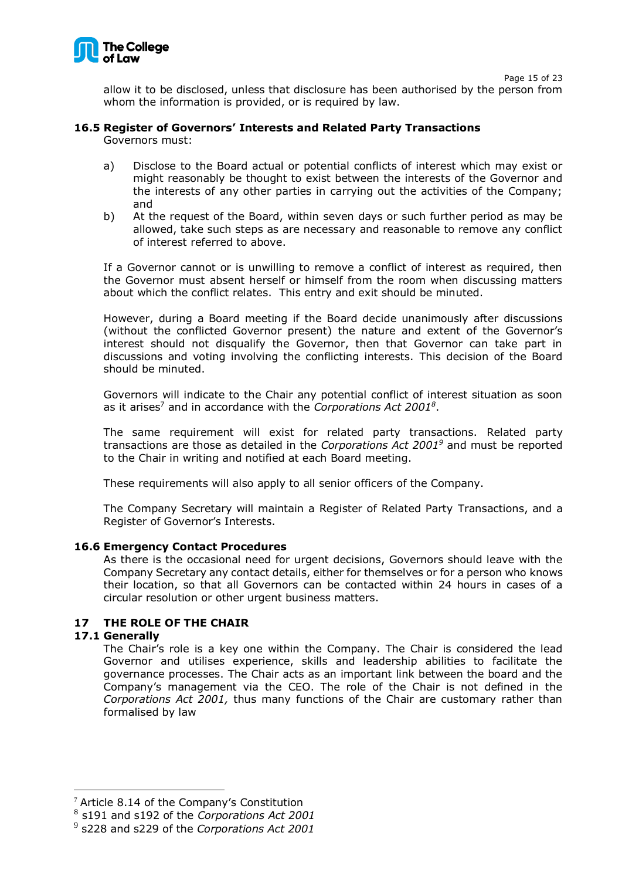allow it to be disclosed, unless that disclosure has been authorised by the person from whom the information is provided, or is required by law.

### 16.5 Register of Governors' Interests and Related Party Transactions

Governors must:

a) Disclose to the Board actual or potential conflicts of interest which may exist or might reasonably be thought to exist between the interests of the Governor and the interests of any other parties in carrying out the activities of the Company; and

b) At the request of the Board, within seven days or such further period as may be allowed, take such steps as are necessary and reasonable to remove any conflict of interest referred to above.

If a Governor cannot or is unwilling to remove a conflict of interest as required, then the Governor must absent herself or himself from the room when discussing matters about which the conflict relates. This entry and exit should be minuted.

However, during a Board meeting if the Board decide unanimously after discussions (without the conflicted Governor present) the nature and extent of the Governor's interest should not disqualify the Governor, then that Governor can take part in discussions and voting involving the conflicting interests. This decision of the Board should be minuted.

Governors will indicate to the Chair any potential conflict of interest situation as soon as it arises[7] and in accordance with the *Corporations Act 2001*[8].

The same requirement will exist for related party transactions. Related party transactions are those as detailed in the *Corporations Act 2001*[9] and must be reported to the Chair in writing and notified at each Board meeting.

These requirements will also apply to all senior officers of the Company.

The Company Secretary will maintain a Register of Related Party Transactions, and a Register of Governor's Interests.

### 16.6 Emergency Contact Procedures

As there is the occasional need for urgent decisions, Governors should leave with the Company Secretary any contact details, either for themselves or for a person who knows their location, so that all Governors can be contacted within 24 hours in cases of a circular resolution or other urgent business matters.

## 17 THE ROLE OF THE CHAIR

### 17.1 Generally

The Chair's role is a key one within the Company. The Chair is considered the lead Governor and utilises experience, skills and leadership abilities to facilitate the governance processes. The Chair acts as an important link between the board and the Company's management via the CEO. The role of the Chair is not defined in the *Corporations Act 2001,* thus many functions of the Chair are customary rather than formalised by law

---

[7] Article 8.14 of the Company's Constitution

[8] s191 and s192 of the *Corporations Act 2001*

[9] s228 and s229 of the *Corporations Act 2001*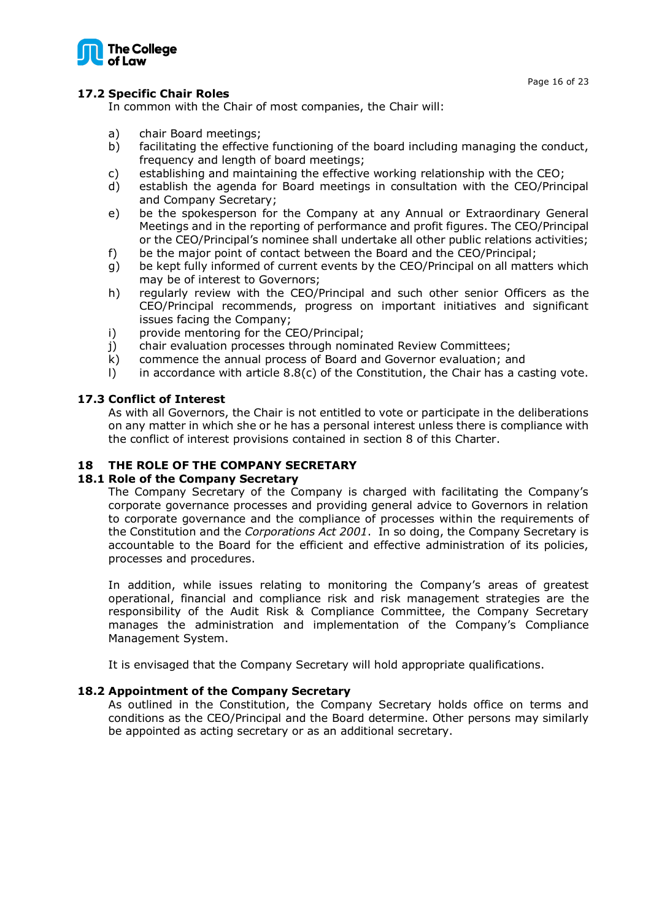### 17.2 Specific Chair Roles

In common with the Chair of most companies, the Chair will:

a) chair Board meetings;
b) facilitating the effective functioning of the board including managing the conduct, frequency and length of board meetings;
c) establishing and maintaining the effective working relationship with the CEO;
d) establish the agenda for Board meetings in consultation with the CEO/Principal and Company Secretary;
e) be the spokesperson for the Company at any Annual or Extraordinary General Meetings and in the reporting of performance and profit figures. The CEO/Principal or the CEO/Principal's nominee shall undertake all other public relations activities;
f) be the major point of contact between the Board and the CEO/Principal;
g) be kept fully informed of current events by the CEO/Principal on all matters which may be of interest to Governors;
h) regularly review with the CEO/Principal and such other senior Officers as the CEO/Principal recommends, progress on important initiatives and significant issues facing the Company;
i) provide mentoring for the CEO/Principal;
j) chair evaluation processes through nominated Review Committees;
k) commence the annual process of Board and Governor evaluation; and
l) in accordance with article 8.8(c) of the Constitution, the Chair has a casting vote.

### 17.3 Conflict of Interest

As with all Governors, the Chair is not entitled to vote or participate in the deliberations on any matter in which she or he has a personal interest unless there is compliance with the conflict of interest provisions contained in section 8 of this Charter.

## 18 THE ROLE OF THE COMPANY SECRETARY

### 18.1 Role of the Company Secretary

The Company Secretary of the Company is charged with facilitating the Company's corporate governance processes and providing general advice to Governors in relation to corporate governance and the compliance of processes within the requirements of the Constitution and the *Corporations Act 2001*. In so doing, the Company Secretary is accountable to the Board for the efficient and effective administration of its policies, processes and procedures.

In addition, while issues relating to monitoring the Company's areas of greatest operational, financial and compliance risk and risk management strategies are the responsibility of the Audit Risk & Compliance Committee, the Company Secretary manages the administration and implementation of the Company's Compliance Management System.

It is envisaged that the Company Secretary will hold appropriate qualifications.

### 18.2 Appointment of the Company Secretary

As outlined in the Constitution, the Company Secretary holds office on terms and conditions as the CEO/Principal and the Board determine. Other persons may similarly be appointed as acting secretary or as an additional secretary.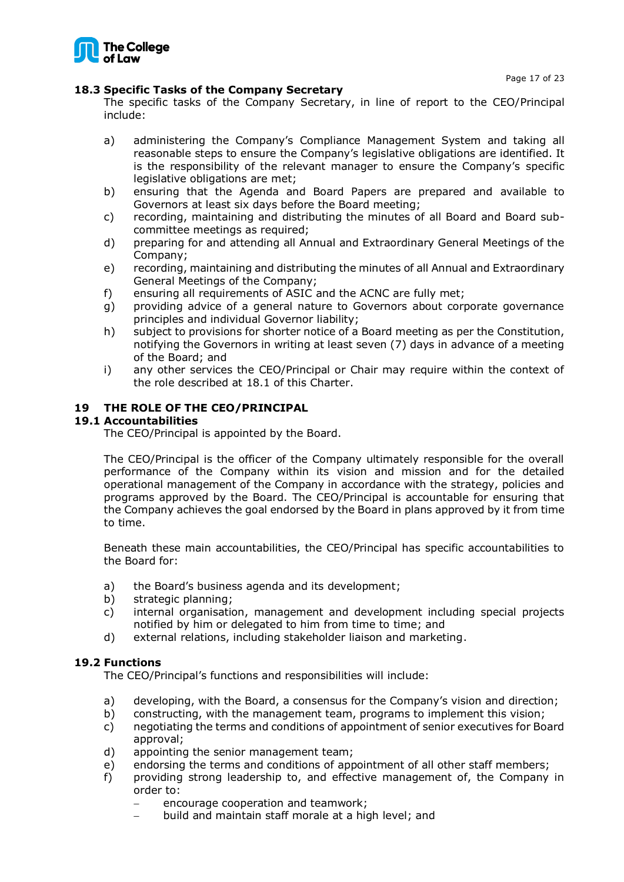### 18.3 Specific Tasks of the Company Secretary

The specific tasks of the Company Secretary, in line of report to the CEO/Principal include:

a) administering the Company's Compliance Management System and taking all reasonable steps to ensure the Company's legislative obligations are identified. It is the responsibility of the relevant manager to ensure the Company's specific legislative obligations are met;
b) ensuring that the Agenda and Board Papers are prepared and available to Governors at least six days before the Board meeting;
c) recording, maintaining and distributing the minutes of all Board and Board sub-committee meetings as required;
d) preparing for and attending all Annual and Extraordinary General Meetings of the Company;
e) recording, maintaining and distributing the minutes of all Annual and Extraordinary General Meetings of the Company;
f) ensuring all requirements of ASIC and the ACNC are fully met;
g) providing advice of a general nature to Governors about corporate governance principles and individual Governor liability;
h) subject to provisions for shorter notice of a Board meeting as per the Constitution, notifying the Governors in writing at least seven (7) days in advance of a meeting of the Board; and
i) any other services the CEO/Principal or Chair may require within the context of the role described at 18.1 of this Charter.

## 19 THE ROLE OF THE CEO/PRINCIPAL

### 19.1 Accountabilities

The CEO/Principal is appointed by the Board.

The CEO/Principal is the officer of the Company ultimately responsible for the overall performance of the Company within its vision and mission and for the detailed operational management of the Company in accordance with the strategy, policies and programs approved by the Board. The CEO/Principal is accountable for ensuring that the Company achieves the goal endorsed by the Board in plans approved by it from time to time.

Beneath these main accountabilities, the CEO/Principal has specific accountabilities to the Board for:

a) the Board's business agenda and its development;
b) strategic planning;
c) internal organisation, management and development including special projects notified by him or delegated to him from time to time; and
d) external relations, including stakeholder liaison and marketing.

### 19.2 Functions

The CEO/Principal's functions and responsibilities will include:

a) developing, with the Board, a consensus for the Company's vision and direction;
b) constructing, with the management team, programs to implement this vision;
c) negotiating the terms and conditions of appointment of senior executives for Board approval;
d) appointing the senior management team;
e) endorsing the terms and conditions of appointment of all other staff members;
f) providing strong leadership to, and effective management of, the Company in order to:
   - encourage cooperation and teamwork;
   - build and maintain staff morale at a high level; and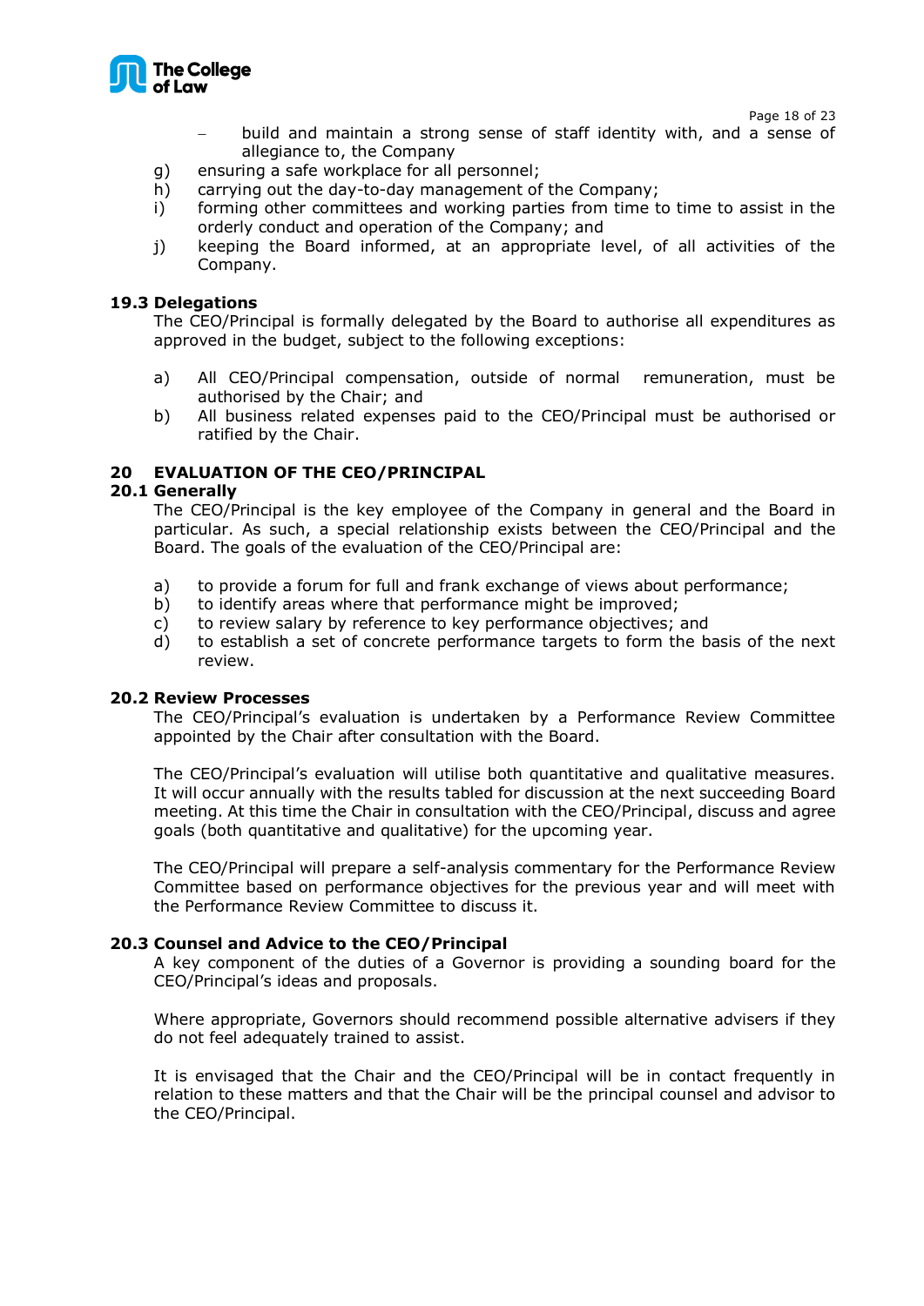- build and maintain a strong sense of staff identity with, and a sense of allegiance to, the Company

g) ensuring a safe workplace for all personnel;

h) carrying out the day-to-day management of the Company;

i) forming other committees and working parties from time to time to assist in the orderly conduct and operation of the Company; and

j) keeping the Board informed, at an appropriate level, of all activities of the Company.

### 19.3 Delegations

The CEO/Principal is formally delegated by the Board to authorise all expenditures as approved in the budget, subject to the following exceptions:

a) All CEO/Principal compensation, outside of normal remuneration, must be authorised by the Chair; and

b) All business related expenses paid to the CEO/Principal must be authorised or ratified by the Chair.

## 20 EVALUATION OF THE CEO/PRINCIPAL

### 20.1 Generally

The CEO/Principal is the key employee of the Company in general and the Board in particular. As such, a special relationship exists between the CEO/Principal and the Board. The goals of the evaluation of the CEO/Principal are:

a) to provide a forum for full and frank exchange of views about performance;

b) to identify areas where that performance might be improved;

c) to review salary by reference to key performance objectives; and

d) to establish a set of concrete performance targets to form the basis of the next review.

### 20.2 Review Processes

The CEO/Principal's evaluation is undertaken by a Performance Review Committee appointed by the Chair after consultation with the Board.

The CEO/Principal's evaluation will utilise both quantitative and qualitative measures. It will occur annually with the results tabled for discussion at the next succeeding Board meeting. At this time the Chair in consultation with the CEO/Principal, discuss and agree goals (both quantitative and qualitative) for the upcoming year.

The CEO/Principal will prepare a self-analysis commentary for the Performance Review Committee based on performance objectives for the previous year and will meet with the Performance Review Committee to discuss it.

### 20.3 Counsel and Advice to the CEO/Principal

A key component of the duties of a Governor is providing a sounding board for the CEO/Principal's ideas and proposals.

Where appropriate, Governors should recommend possible alternative advisers if they do not feel adequately trained to assist.

It is envisaged that the Chair and the CEO/Principal will be in contact frequently in relation to these matters and that the Chair will be the principal counsel and advisor to the CEO/Principal.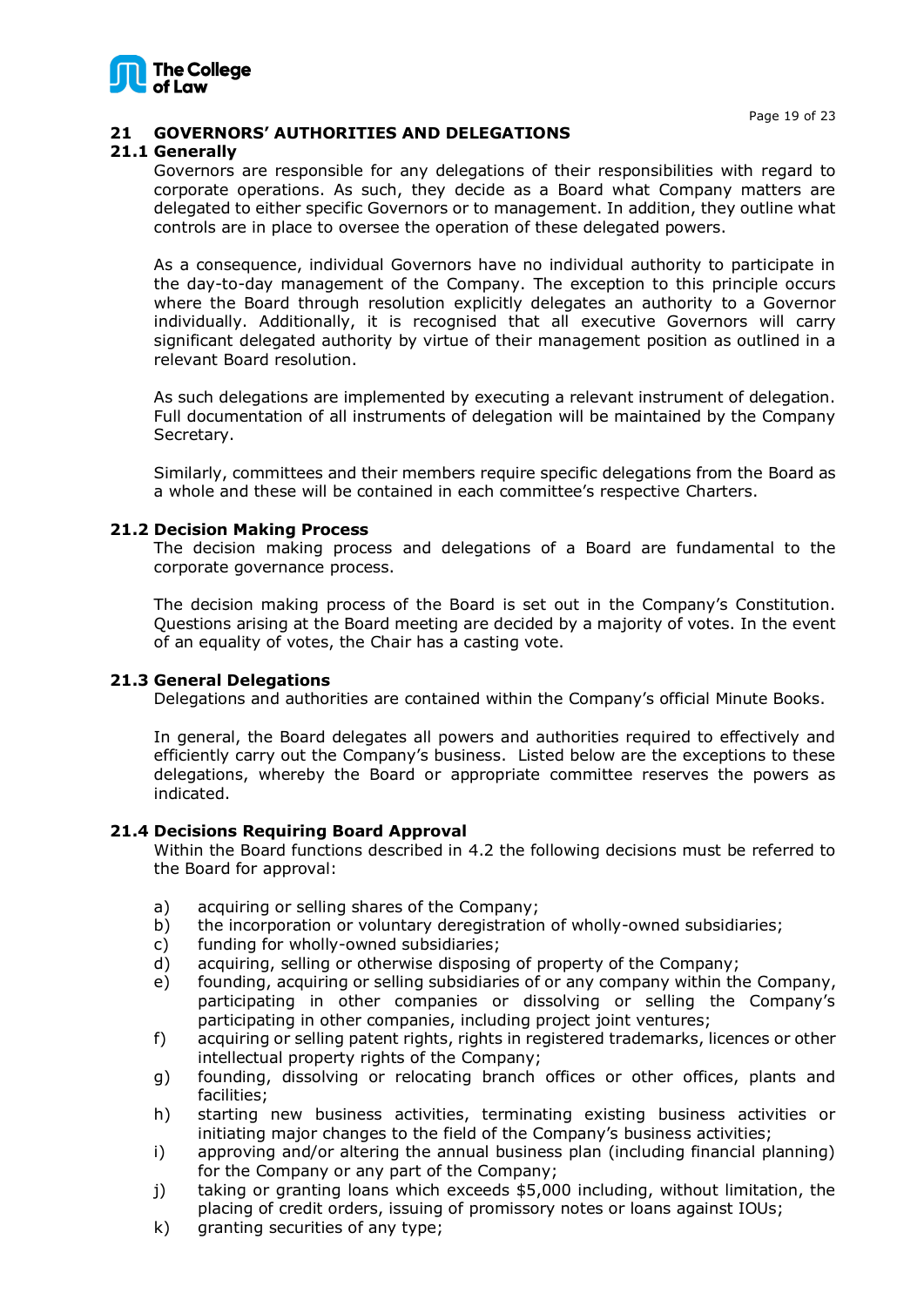## 21 GOVERNORS' AUTHORITIES AND DELEGATIONS

### 21.1 Generally

Governors are responsible for any delegations of their responsibilities with regard to corporate operations. As such, they decide as a Board what Company matters are delegated to either specific Governors or to management. In addition, they outline what controls are in place to oversee the operation of these delegated powers.

As a consequence, individual Governors have no individual authority to participate in the day-to-day management of the Company. The exception to this principle occurs where the Board through resolution explicitly delegates an authority to a Governor individually. Additionally, it is recognised that all executive Governors will carry significant delegated authority by virtue of their management position as outlined in a relevant Board resolution.

As such delegations are implemented by executing a relevant instrument of delegation. Full documentation of all instruments of delegation will be maintained by the Company Secretary.

Similarly, committees and their members require specific delegations from the Board as a whole and these will be contained in each committee's respective Charters.

### 21.2 Decision Making Process

The decision making process and delegations of a Board are fundamental to the corporate governance process.

The decision making process of the Board is set out in the Company's Constitution. Questions arising at the Board meeting are decided by a majority of votes. In the event of an equality of votes, the Chair has a casting vote.

### 21.3 General Delegations

Delegations and authorities are contained within the Company's official Minute Books.

In general, the Board delegates all powers and authorities required to effectively and efficiently carry out the Company's business. Listed below are the exceptions to these delegations, whereby the Board or appropriate committee reserves the powers as indicated.

### 21.4 Decisions Requiring Board Approval

Within the Board functions described in 4.2 the following decisions must be referred to the Board for approval:

a) acquiring or selling shares of the Company;
b) the incorporation or voluntary deregistration of wholly-owned subsidiaries;
c) funding for wholly-owned subsidiaries;
d) acquiring, selling or otherwise disposing of property of the Company;
e) founding, acquiring or selling subsidiaries of or any company within the Company, participating in other companies or dissolving or selling the Company's participating in other companies, including project joint ventures;
f) acquiring or selling patent rights, rights in registered trademarks, licences or other intellectual property rights of the Company;
g) founding, dissolving or relocating branch offices or other offices, plants and facilities;
h) starting new business activities, terminating existing business activities or initiating major changes to the field of the Company's business activities;
i) approving and/or altering the annual business plan (including financial planning) for the Company or any part of the Company;
j) taking or granting loans which exceeds $5,000 including, without limitation, the placing of credit orders, issuing of promissory notes or loans against IOUs;
k) granting securities of any type;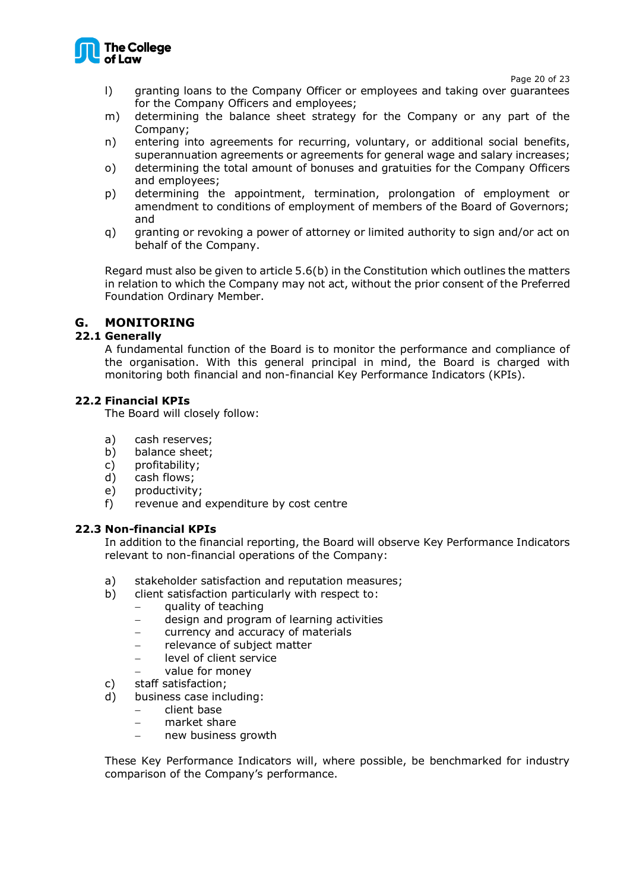l) granting loans to the Company Officer or employees and taking over guarantees for the Company Officers and employees;

m) determining the balance sheet strategy for the Company or any part of the Company;

n) entering into agreements for recurring, voluntary, or additional social benefits, superannuation agreements or agreements for general wage and salary increases;

o) determining the total amount of bonuses and gratuities for the Company Officers and employees;

p) determining the appointment, termination, prolongation of employment or amendment to conditions of employment of members of the Board of Governors; and

q) granting or revoking a power of attorney or limited authority to sign and/or act on behalf of the Company.

Regard must also be given to article 5.6(b) in the Constitution which outlines the matters in relation to which the Company may not act, without the prior consent of the Preferred Foundation Ordinary Member.

## G. MONITORING

### 22.1 Generally

A fundamental function of the Board is to monitor the performance and compliance of the organisation. With this general principal in mind, the Board is charged with monitoring both financial and non-financial Key Performance Indicators (KPIs).

### 22.2 Financial KPIs

The Board will closely follow:

a) cash reserves;

b) balance sheet;

c) profitability;

d) cash flows;

e) productivity;

f) revenue and expenditure by cost centre

### 22.3 Non-financial KPIs

In addition to the financial reporting, the Board will observe Key Performance Indicators relevant to non-financial operations of the Company:

a) stakeholder satisfaction and reputation measures;

b) client satisfaction particularly with respect to:
   - quality of teaching
   - design and program of learning activities
   - currency and accuracy of materials
   - relevance of subject matter
   - level of client service
   - value for money

c) staff satisfaction;

d) business case including:
   - client base
   - market share
   - new business growth

These Key Performance Indicators will, where possible, be benchmarked for industry comparison of the Company's performance.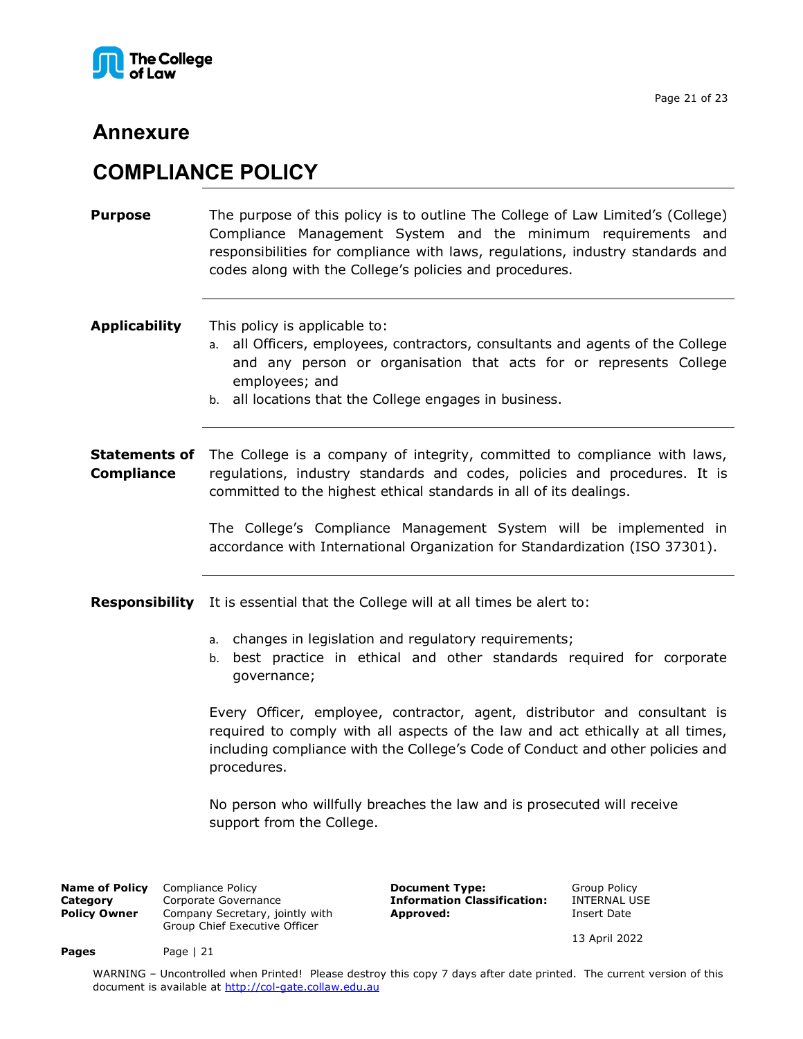# Annexure

## COMPLIANCE POLICY

**Purpose**

The purpose of this policy is to outline The College of Law Limited's (College) Compliance Management System and the minimum requirements and responsibilities for compliance with laws, regulations, industry standards and codes along with the College's policies and procedures.

**Applicability**

This policy is applicable to:

a. all Officers, employees, contractors, consultants and agents of the College and any person or organisation that acts for or represents College employees; and
b. all locations that the College engages in business.

**Statements of Compliance**

The College is a company of integrity, committed to compliance with laws, regulations, industry standards and codes, policies and procedures. It is committed to the highest ethical standards in all of its dealings.

The College's Compliance Management System will be implemented in accordance with International Organization for Standardization (ISO 37301).

**Responsibility**

It is essential that the College will at all times be alert to:

a. changes in legislation and regulatory requirements;
b. best practice in ethical and other standards required for corporate governance;

Every Officer, employee, contractor, agent, distributor and consultant is required to comply with all aspects of the law and act ethically at all times, including compliance with the College's Code of Conduct and other policies and procedures.

No person who willfully breaches the law and is prosecuted will receive support from the College.

| | | | |
|---|---|---|---|
| **Name of Policy** | Compliance Policy | **Document Type:** | Group Policy |
| **Category** | Corporate Governance | **Information Classification:** | INTERNAL USE |
| **Policy Owner** | Company Secretary, jointly with Group Chief Executive Officer | **Approved:** | Insert Date<br>13 April 2022 |
| **Pages** | Page \| 21 | | |

WARNING – Uncontrolled when Printed! Please destroy this copy 7 days after date printed. The current version of this document is available at http://col-gate.collaw.edu.au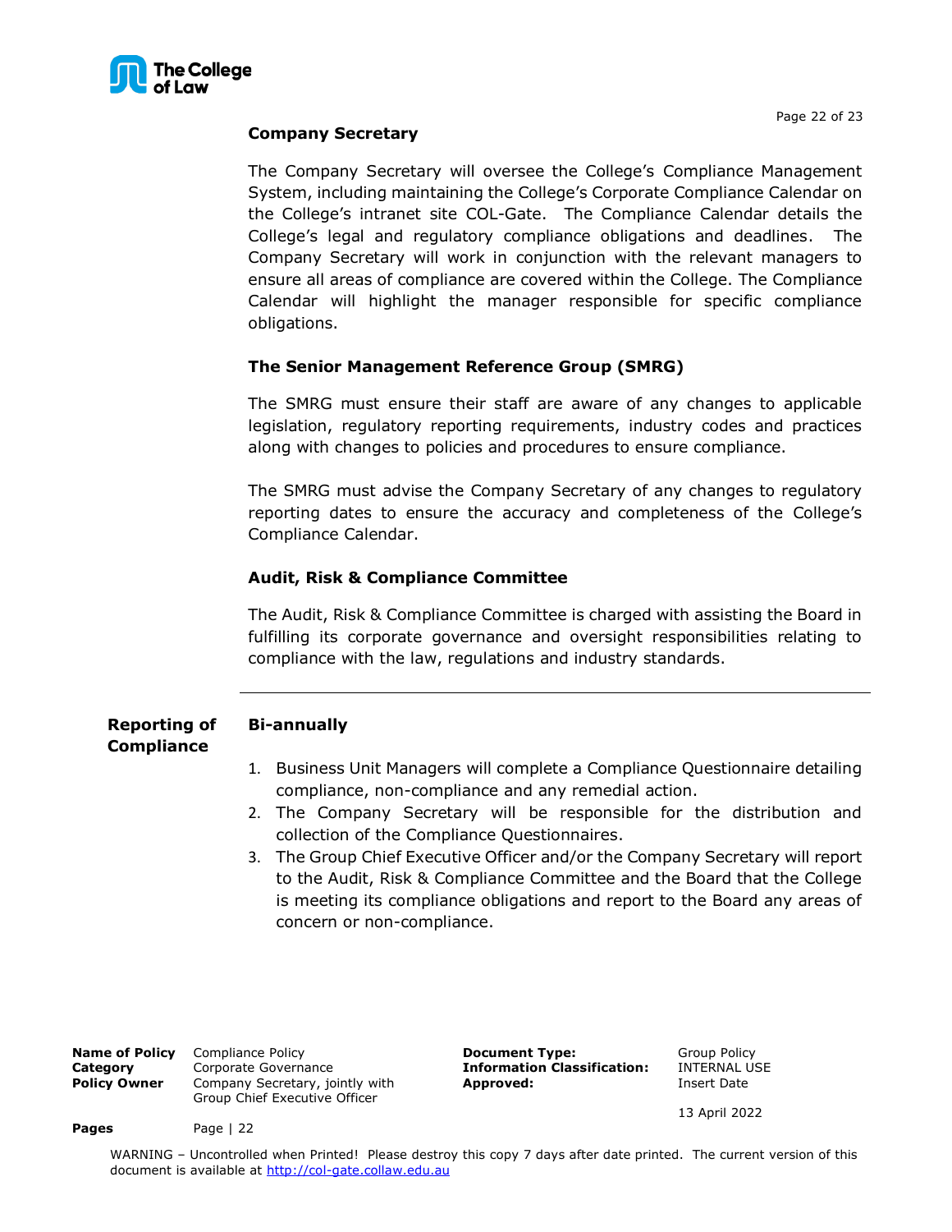**Company Secretary**

The Company Secretary will oversee the College's Compliance Management System, including maintaining the College's Corporate Compliance Calendar on the College's intranet site COL-Gate. The Compliance Calendar details the College's legal and regulatory compliance obligations and deadlines. The Company Secretary will work in conjunction with the relevant managers to ensure all areas of compliance are covered within the College. The Compliance Calendar will highlight the manager responsible for specific compliance obligations.

**The Senior Management Reference Group (SMRG)**

The SMRG must ensure their staff are aware of any changes to applicable legislation, regulatory reporting requirements, industry codes and practices along with changes to policies and procedures to ensure compliance.

The SMRG must advise the Company Secretary of any changes to regulatory reporting dates to ensure the accuracy and completeness of the College's Compliance Calendar.

**Audit, Risk & Compliance Committee**

The Audit, Risk & Compliance Committee is charged with assisting the Board in fulfilling its corporate governance and oversight responsibilities relating to compliance with the law, regulations and industry standards.

---

## Reporting of Compliance

**Bi-annually**

1. Business Unit Managers will complete a Compliance Questionnaire detailing compliance, non-compliance and any remedial action.
2. The Company Secretary will be responsible for the distribution and collection of the Compliance Questionnaires.
3. The Group Chief Executive Officer and/or the Company Secretary will report to the Audit, Risk & Compliance Committee and the Board that the College is meeting its compliance obligations and report to the Board any areas of concern or non-compliance.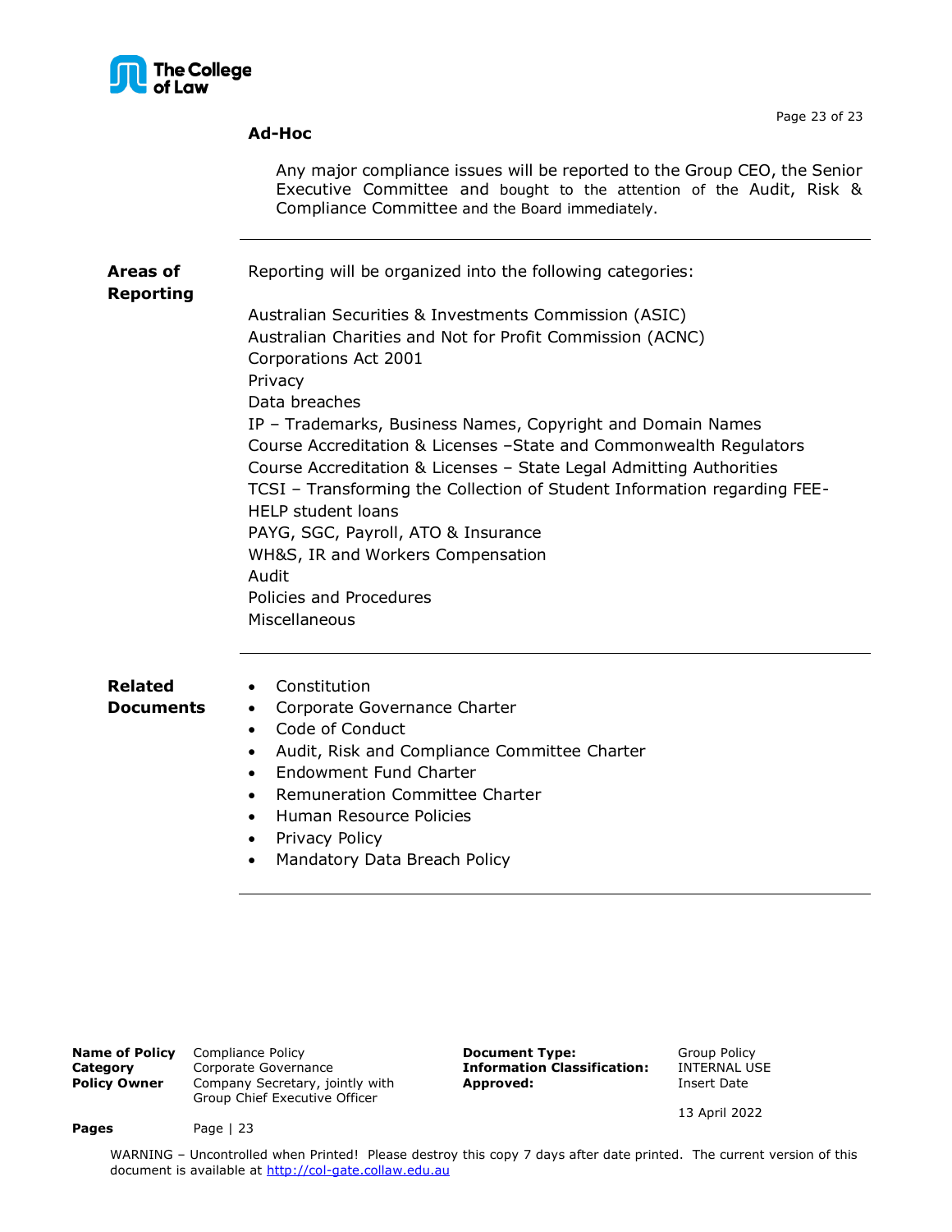### Ad-Hoc

Any major compliance issues will be reported to the Group CEO, the Senior Executive Committee and bought to the attention of the Audit, Risk & Compliance Committee and the Board immediately.

---

**Areas of Reporting**

Reporting will be organized into the following categories:

Australian Securities & Investments Commission (ASIC)
Australian Charities and Not for Profit Commission (ACNC)
Corporations Act 2001
Privacy
Data breaches
IP – Trademarks, Business Names, Copyright and Domain Names
Course Accreditation & Licenses –State and Commonwealth Regulators
Course Accreditation & Licenses – State Legal Admitting Authorities
TCSI – Transforming the Collection of Student Information regarding FEE-HELP student loans
PAYG, SGC, Payroll, ATO & Insurance
WH&S, IR and Workers Compensation
Audit
Policies and Procedures
Miscellaneous

---

**Related Documents**

- Constitution
- Corporate Governance Charter
- Code of Conduct
- Audit, Risk and Compliance Committee Charter
- Endowment Fund Charter
- Remuneration Committee Charter
- Human Resource Policies
- Privacy Policy
- Mandatory Data Breach Policy

---

| | | | |
|---|---|---|---|
| **Name of Policy** | Compliance Policy | **Document Type:** | Group Policy |
| **Category** | Corporate Governance | **Information Classification:** | INTERNAL USE |
| **Policy Owner** | Company Secretary, jointly with Group Chief Executive Officer | **Approved:** | Insert Date<br>13 April 2022 |
| **Pages** | Page \| 23 | | |

WARNING – Uncontrolled when Printed! Please destroy this copy 7 days after date printed. The current version of this document is available at http://col-gate.collaw.edu.au